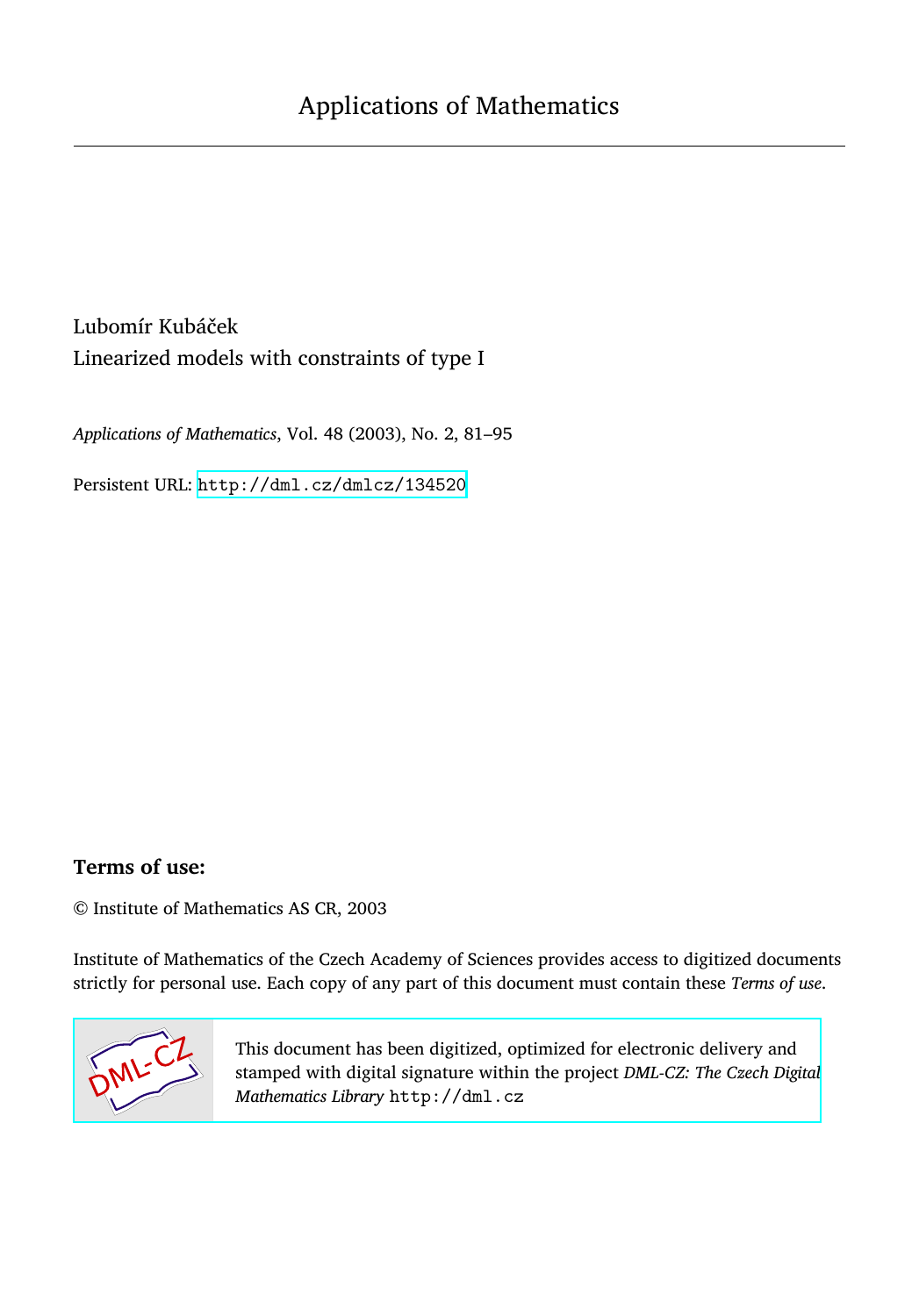# Applications of Mathematics

Lubomír Kubáček

Linearized models with constraints of type I

*Applications of Mathematics*, Vol. 48 (2003), No. 2, 81–95

Persistent URL: http://dml.cz/dmlcz/134520

## Terms of use:

© Institute of Mathematics AS CR, 2003

Institute of Mathematics of the Czech Academy of Sciences provides access to digitized documents strictly for personal use. Each copy of any part of this document must contain these *Terms of use*.

This document has been digitized, optimized for electronic delivery and stamped with digital signature within the project *DML-CZ: The Czech Digital Mathematics Library* http://dml.cz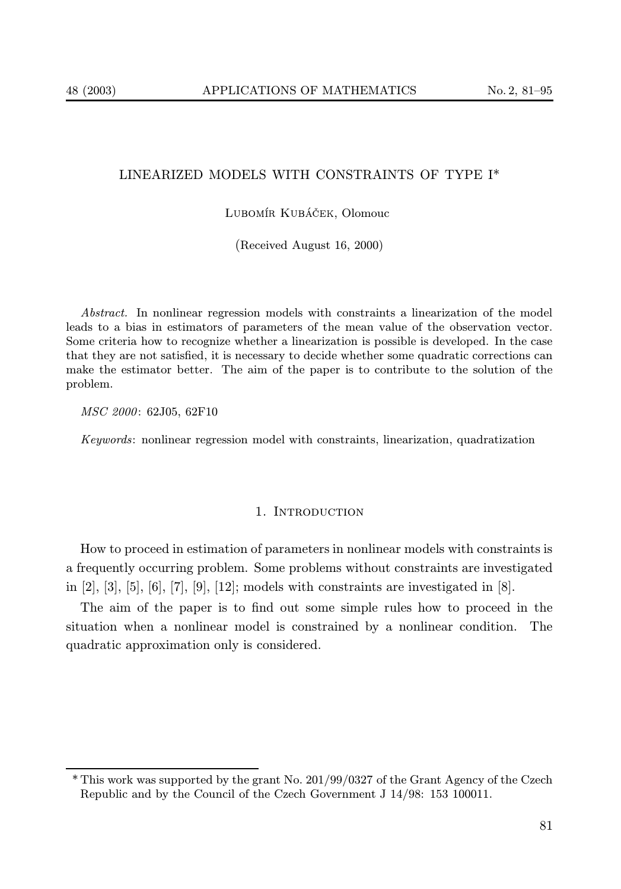# LINEARIZED MODELS WITH CONSTRAINTS OF TYPE I*

Lubomír Kubáček, Olomouc

(Received August 16, 2000)

*Abstract.* In nonlinear regression models with constraints a linearization of the model leads to a bias in estimators of parameters of the mean value of the observation vector. Some criteria how to recognize whether a linearization is possible is developed. In the case that they are not satisfied, it is necessary to decide whether some quadratic corrections can make the estimator better. The aim of the paper is to contribute to the solution of the problem.

*MSC 2000*: 62J05, 62F10

*Keywords*: nonlinear regression model with constraints, linearization, quadratization

## 1. Introduction

How to proceed in estimation of parameters in nonlinear models with constraints is a frequently occurring problem. Some problems without constraints are investigated in [2], [3], [5], [6], [7], [9], [12]; models with constraints are investigated in [8].

The aim of the paper is to find out some simple rules how to proceed in the situation when a nonlinear model is constrained by a nonlinear condition. The quadratic approximation only is considered.

---

* This work was supported by the grant No. 201/99/0327 of the Grant Agency of the Czech Republic and by the Council of the Czech Government J 14/98: 153 100011.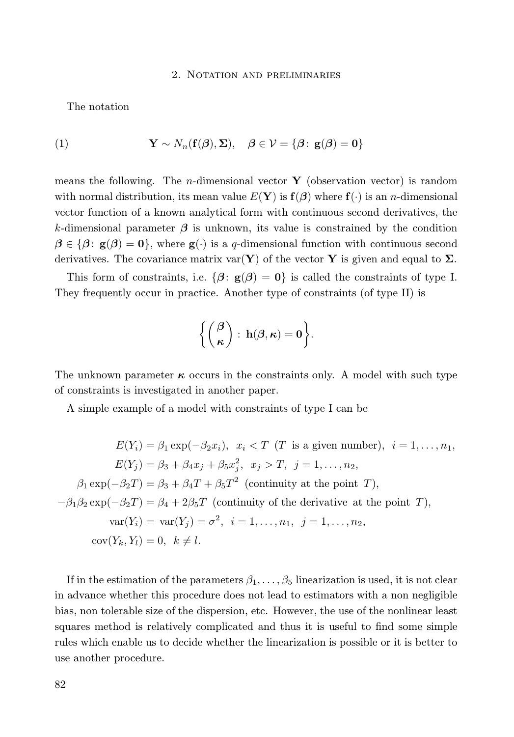## 2. Notation and preliminaries

The notation

$$\mathbf{Y} \sim N_n(\mathbf{f}(\boldsymbol{\beta}), \boldsymbol{\Sigma}), \quad \boldsymbol{\beta} \in \mathcal{V} = \{\boldsymbol{\beta}\colon\ \mathbf{g}(\boldsymbol{\beta}) = \mathbf{0}\} \tag{1}$$

means the following. The $n$-dimensional vector $\mathbf{Y}$ (observation vector) is random with normal distribution, its mean value $E(\mathbf{Y})$ is $\mathbf{f}(\boldsymbol{\beta})$ where $\mathbf{f}(\cdot)$ is an $n$-dimensional vector function of a known analytical form with continuous second derivatives, the $k$-dimensional parameter $\boldsymbol{\beta}$ is unknown, its value is constrained by the condition $\boldsymbol{\beta} \in \{\boldsymbol{\beta}\colon\ \mathbf{g}(\boldsymbol{\beta}) = \mathbf{0}\}$, where $\mathbf{g}(\cdot)$ is a $q$-dimensional function with continuous second derivatives. The covariance matrix $\operatorname{var}(\mathbf{Y})$ of the vector $\mathbf{Y}$ is given and equal to $\boldsymbol{\Sigma}$.

This form of constraints, i.e. $\{\boldsymbol{\beta}\colon\ \mathbf{g}(\boldsymbol{\beta}) = \mathbf{0}\}$ is called the constraints of type I. They frequently occur in practice. Another type of constraints (of type II) is

$$\left\{ \begin{pmatrix} \boldsymbol{\beta} \\ \boldsymbol{\kappa} \end{pmatrix} :\ \mathbf{h}(\boldsymbol{\beta}, \boldsymbol{\kappa}) = \mathbf{0} \right\}.$$

The unknown parameter $\boldsymbol{\kappa}$ occurs in the constraints only. A model with such type of constraints is investigated in another paper.

A simple example of a model with constraints of type I can be

$$\begin{aligned}
E(Y_i) &= \beta_1 \exp(-\beta_2 x_i),\ \ x_i < T\ \ (T \text{ is a given number}),\ \ i = 1, \ldots, n_1, \\
E(Y_j) &= \beta_3 + \beta_4 x_j + \beta_5 x_j^2,\ \ x_j > T,\ \ j = 1, \ldots, n_2, \\
\beta_1 \exp(-\beta_2 T) &= \beta_3 + \beta_4 T + \beta_5 T^2 \ \ (\text{continuity at the point } T), \\
-\beta_1 \beta_2 \exp(-\beta_2 T) &= \beta_4 + 2\beta_5 T \ \ (\text{continuity of the derivative at the point } T), \\
\operatorname{var}(Y_i) &= \operatorname{var}(Y_j) = \sigma^2,\ \ i = 1, \ldots, n_1,\ \ j = 1, \ldots, n_2, \\
\operatorname{cov}(Y_k, Y_l) &= 0,\ \ k \neq l.
\end{aligned}$$

If in the estimation of the parameters $\beta_1, \ldots, \beta_5$ linearization is used, it is not clear in advance whether this procedure does not lead to estimators with a non negligible bias, non tolerable size of the dispersion, etc. However, the use of the nonlinear least squares method is relatively complicated and thus it is useful to find some simple rules which enable us to decide whether the linearization is possible or it is better to use another procedure.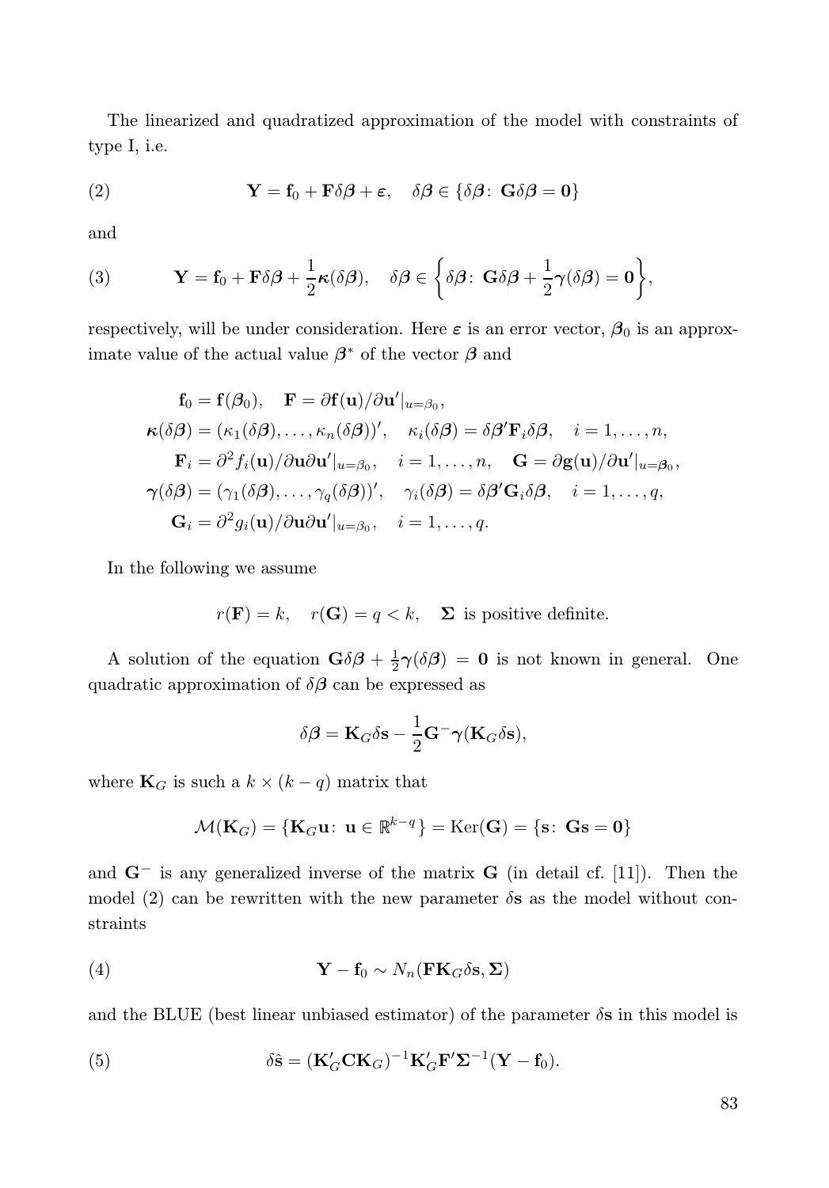The linearized and quadratized approximation of the model with constraints of type I, i.e.

$$\mathbf{Y} = \mathbf{f}_0 + \mathbf{F}\delta\boldsymbol{\beta} + \boldsymbol{\varepsilon}, \quad \delta\boldsymbol{\beta} \in \{\delta\boldsymbol{\beta}\colon\ \mathbf{G}\delta\boldsymbol{\beta} = \mathbf{0}\} \tag{2}$$

and

$$\mathbf{Y} = \mathbf{f}_0 + \mathbf{F}\delta\boldsymbol{\beta} + \frac{1}{2}\boldsymbol{\kappa}(\delta\boldsymbol{\beta}), \quad \delta\boldsymbol{\beta} \in \left\{\delta\boldsymbol{\beta}\colon\ \mathbf{G}\delta\boldsymbol{\beta} + \frac{1}{2}\boldsymbol{\gamma}(\delta\boldsymbol{\beta}) = \mathbf{0}\right\}, \tag{3}$$

respectively, will be under consideration. Here $\boldsymbol{\varepsilon}$ is an error vector, $\boldsymbol{\beta}_0$ is an approximate value of the actual value $\boldsymbol{\beta}^*$ of the vector $\boldsymbol{\beta}$ and

$$\begin{aligned}
\mathbf{f}_0 &= \mathbf{f}(\boldsymbol{\beta}_0), \quad \mathbf{F} = \partial\mathbf{f}(\mathbf{u})/\partial\mathbf{u}'|_{u=\beta_0},\\
\boldsymbol{\kappa}(\delta\boldsymbol{\beta}) &= (\kappa_1(\delta\boldsymbol{\beta}), \ldots, \kappa_n(\delta\boldsymbol{\beta}))', \quad \kappa_i(\delta\boldsymbol{\beta}) = \delta\boldsymbol{\beta}'\mathbf{F}_i\delta\boldsymbol{\beta}, \quad i = 1, \ldots, n,\\
\mathbf{F}_i &= \partial^2 f_i(\mathbf{u})/\partial\mathbf{u}\partial\mathbf{u}'|_{u=\beta_0}, \quad i = 1, \ldots, n, \quad \mathbf{G} = \partial\mathbf{g}(\mathbf{u})/\partial\mathbf{u}'|_{u=\boldsymbol{\beta}_0},\\
\boldsymbol{\gamma}(\delta\boldsymbol{\beta}) &= (\gamma_1(\delta\boldsymbol{\beta}), \ldots, \gamma_q(\delta\boldsymbol{\beta}))', \quad \gamma_i(\delta\boldsymbol{\beta}) = \delta\boldsymbol{\beta}'\mathbf{G}_i\delta\boldsymbol{\beta}, \quad i = 1, \ldots, q,\\
\mathbf{G}_i &= \partial^2 g_i(\mathbf{u})/\partial\mathbf{u}\partial\mathbf{u}'|_{u=\beta_0}, \quad i = 1, \ldots, q.
\end{aligned}$$

In the following we assume

$$r(\mathbf{F}) = k, \quad r(\mathbf{G}) = q < k, \quad \boldsymbol{\Sigma} \text{ is positive definite.}$$

A solution of the equation $\mathbf{G}\delta\boldsymbol{\beta} + \frac{1}{2}\boldsymbol{\gamma}(\delta\boldsymbol{\beta}) = \mathbf{0}$ is not known in general. One quadratic approximation of $\delta\boldsymbol{\beta}$ can be expressed as

$$\delta\boldsymbol{\beta} = \mathbf{K}_G\delta\mathbf{s} - \frac{1}{2}\mathbf{G}^-\boldsymbol{\gamma}(\mathbf{K}_G\delta\mathbf{s}),$$

where $\mathbf{K}_G$ is such a $k \times (k-q)$ matrix that

$$\mathcal{M}(\mathbf{K}_G) = \{\mathbf{K}_G\mathbf{u}\colon\ \mathbf{u} \in \mathbb{R}^{k-q}\} = \operatorname{Ker}(\mathbf{G}) = \{\mathbf{s}\colon\ \mathbf{G}\mathbf{s} = \mathbf{0}\}$$

and $\mathbf{G}^-$ is any generalized inverse of the matrix $\mathbf{G}$ (in detail cf. [11]). Then the model (2) can be rewritten with the new parameter $\delta\mathbf{s}$ as the model without constraints

$$\mathbf{Y} - \mathbf{f}_0 \sim N_n(\mathbf{F}\mathbf{K}_G\delta\mathbf{s}, \boldsymbol{\Sigma}) \tag{4}$$

and the BLUE (best linear unbiased estimator) of the parameter $\delta\mathbf{s}$ in this model is

$$\delta\hat{\mathbf{s}} = (\mathbf{K}_G'\mathbf{C}\mathbf{K}_G)^{-1}\mathbf{K}_G'\mathbf{F}'\boldsymbol{\Sigma}^{-1}(\mathbf{Y} - \mathbf{f}_0). \tag{5}$$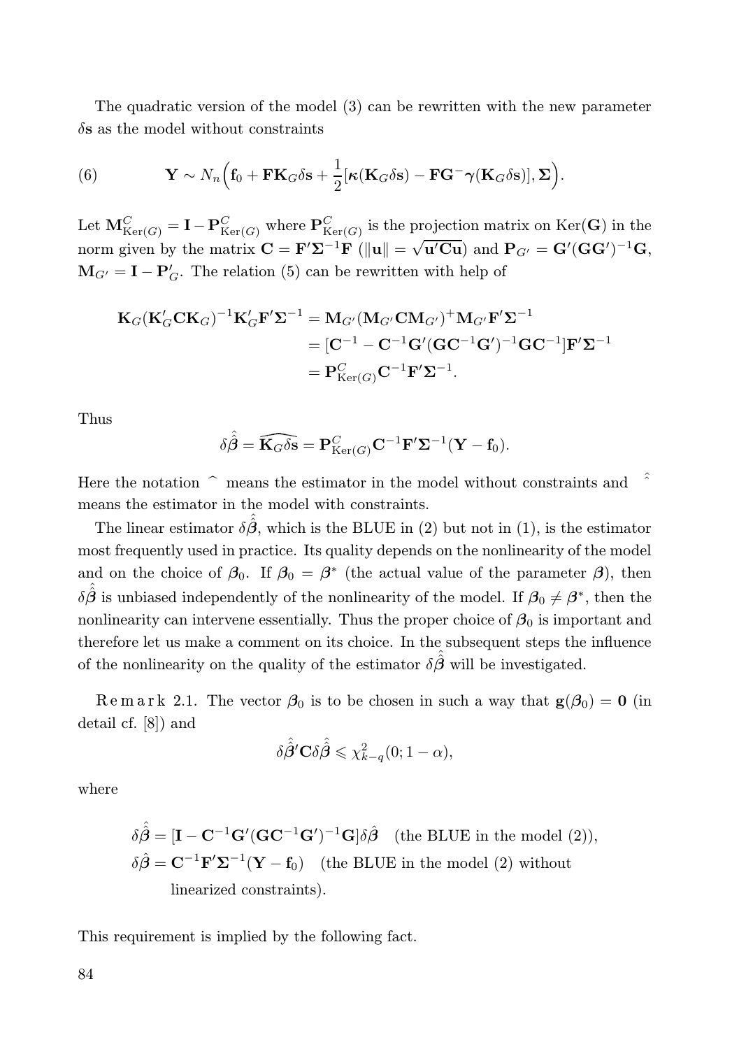The quadratic version of the model (3) can be rewritten with the new parameter $\delta\mathbf{s}$ as the model without constraints

$$\mathbf{Y} \sim N_n\Big(\mathbf{f}_0 + \mathbf{F}\mathbf{K}_G\delta\mathbf{s} + \frac{1}{2}[\boldsymbol{\kappa}(\mathbf{K}_G\delta\mathbf{s}) - \mathbf{F}\mathbf{G}^-\boldsymbol{\gamma}(\mathbf{K}_G\delta\mathbf{s})], \boldsymbol{\Sigma}\Big). \tag{6}$$

Let $\mathbf{M}^C_{\mathrm{Ker}(G)} = \mathbf{I} - \mathbf{P}^C_{\mathrm{Ker}(G)}$ where $\mathbf{P}^C_{\mathrm{Ker}(G)}$ is the projection matrix on $\mathrm{Ker}(\mathbf{G})$ in the norm given by the matrix $\mathbf{C} = \mathbf{F}'\boldsymbol{\Sigma}^{-1}\mathbf{F}$ ($\|\mathbf{u}\| = \sqrt{\mathbf{u}'\mathbf{C}\mathbf{u}}$) and $\mathbf{P}_{G'} = \mathbf{G}'(\mathbf{G}\mathbf{G}')^{-1}\mathbf{G}$, $\mathbf{M}_{G'} = \mathbf{I} - \mathbf{P}'_G$. The relation (5) can be rewritten with help of

$$\begin{aligned}
\mathbf{K}_G(\mathbf{K}'_G\mathbf{C}\mathbf{K}_G)^{-1}\mathbf{K}'_G\mathbf{F}'\boldsymbol{\Sigma}^{-1} &= \mathbf{M}_{G'}(\mathbf{M}_{G'}\mathbf{C}\mathbf{M}_{G'})^{+}\mathbf{M}_{G'}\mathbf{F}'\boldsymbol{\Sigma}^{-1} \\
&= [\mathbf{C}^{-1} - \mathbf{C}^{-1}\mathbf{G}'(\mathbf{G}\mathbf{C}^{-1}\mathbf{G}')^{-1}\mathbf{G}\mathbf{C}^{-1}]\mathbf{F}'\boldsymbol{\Sigma}^{-1} \\
&= \mathbf{P}^C_{\mathrm{Ker}(G)}\mathbf{C}^{-1}\mathbf{F}'\boldsymbol{\Sigma}^{-1}.
\end{aligned}$$

Thus

$$\delta\hat{\hat{\boldsymbol{\beta}}} = \widehat{\mathbf{K}_G\delta\mathbf{s}} = \mathbf{P}^C_{\mathrm{Ker}(G)}\mathbf{C}^{-1}\mathbf{F}'\boldsymbol{\Sigma}^{-1}(\mathbf{Y} - \mathbf{f}_0).$$

Here the notation $\widehat{\ }$ means the estimator in the model without constraints and $\hat{\hat{\ }}$ means the estimator in the model with constraints.

The linear estimator $\delta\hat{\hat{\boldsymbol{\beta}}}$, which is the BLUE in (2) but not in (1), is the estimator most frequently used in practice. Its quality depends on the nonlinearity of the model and on the choice of $\boldsymbol{\beta}_0$. If $\boldsymbol{\beta}_0 = \boldsymbol{\beta}^*$ (the actual value of the parameter $\boldsymbol{\beta}$), then $\delta\hat{\hat{\boldsymbol{\beta}}}$ is unbiased independently of the nonlinearity of the model. If $\boldsymbol{\beta}_0 \neq \boldsymbol{\beta}^*$, then the nonlinearity can intervene essentially. Thus the proper choice of $\boldsymbol{\beta}_0$ is important and therefore let us make a comment on its choice. In the subsequent steps the influence of the nonlinearity on the quality of the estimator $\delta\hat{\hat{\boldsymbol{\beta}}}$ will be investigated.

Remark 2.1. The vector $\boldsymbol{\beta}_0$ is to be chosen in such a way that $\mathbf{g}(\boldsymbol{\beta}_0) = \mathbf{0}$ (in detail cf. [8]) and

$$\delta\hat{\hat{\boldsymbol{\beta}}}'\mathbf{C}\delta\hat{\hat{\boldsymbol{\beta}}} \leqslant \chi^2_{k-q}(0; 1-\alpha),$$

where

$$\begin{aligned}
&\delta\hat{\hat{\boldsymbol{\beta}}} = [\mathbf{I} - \mathbf{C}^{-1}\mathbf{G}'(\mathbf{G}\mathbf{C}^{-1}\mathbf{G}')^{-1}\mathbf{G}]\delta\hat{\boldsymbol{\beta}} \quad \text{(the BLUE in the model (2))}, \\
&\delta\hat{\boldsymbol{\beta}} = \mathbf{C}^{-1}\mathbf{F}'\boldsymbol{\Sigma}^{-1}(\mathbf{Y} - \mathbf{f}_0) \quad \text{(the BLUE in the model (2) without linearized constraints).}
\end{aligned}$$

This requirement is implied by the following fact.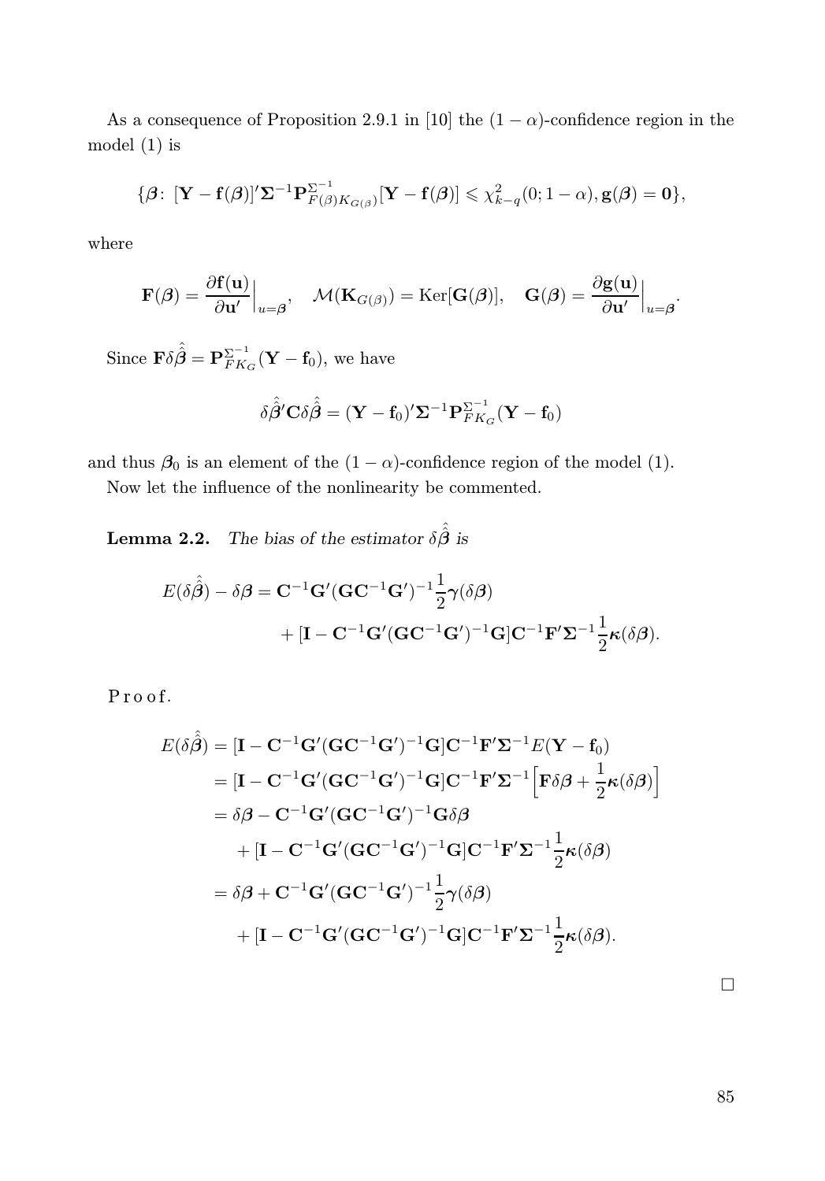As a consequence of Proposition 2.9.1 in [10] the $(1-\alpha)$-confidence region in the model (1) is

$$\{\boldsymbol{\beta}\colon\ [\mathbf{Y}-\mathbf{f}(\boldsymbol{\beta})]'\boldsymbol{\Sigma}^{-1}\mathbf{P}^{\Sigma^{-1}}_{F(\beta)K_{G(\beta)}}[\mathbf{Y}-\mathbf{f}(\boldsymbol{\beta})] \leqslant \chi^2_{k-q}(0;1-\alpha), \mathbf{g}(\boldsymbol{\beta})=\mathbf{0}\},$$

where

$$\mathbf{F}(\boldsymbol{\beta}) = \frac{\partial \mathbf{f}(\mathbf{u})}{\partial \mathbf{u}'}\Big|_{u=\boldsymbol{\beta}}, \quad \mathcal{M}(\mathbf{K}_{G(\beta)}) = \operatorname{Ker}[\mathbf{G}(\boldsymbol{\beta})], \quad \mathbf{G}(\boldsymbol{\beta}) = \frac{\partial \mathbf{g}(\mathbf{u})}{\partial \mathbf{u}'}\Big|_{u=\boldsymbol{\beta}}.$$

Since $\mathbf{F}\delta\hat{\hat{\boldsymbol{\beta}}} = \mathbf{P}^{\Sigma^{-1}}_{FK_G}(\mathbf{Y}-\mathbf{f}_0)$, we have

$$\delta\hat{\hat{\boldsymbol{\beta}}}'\mathbf{C}\delta\hat{\hat{\boldsymbol{\beta}}} = (\mathbf{Y}-\mathbf{f}_0)'\boldsymbol{\Sigma}^{-1}\mathbf{P}^{\Sigma^{-1}}_{FK_G}(\mathbf{Y}-\mathbf{f}_0)$$

and thus $\boldsymbol{\beta}_0$ is an element of the $(1-\alpha)$-confidence region of the model (1).

Now let the influence of the nonlinearity be commented.

**Lemma 2.2.** *The bias of the estimator $\delta\hat{\hat{\boldsymbol{\beta}}}$ is*

$$\begin{aligned}
E(\delta\hat{\hat{\boldsymbol{\beta}}}) - \delta\boldsymbol{\beta} &= \mathbf{C}^{-1}\mathbf{G}'(\mathbf{G}\mathbf{C}^{-1}\mathbf{G}')^{-1}\frac{1}{2}\boldsymbol{\gamma}(\delta\boldsymbol{\beta}) \\
&\quad + [\mathbf{I}-\mathbf{C}^{-1}\mathbf{G}'(\mathbf{G}\mathbf{C}^{-1}\mathbf{G}')^{-1}\mathbf{G}]\mathbf{C}^{-1}\mathbf{F}'\boldsymbol{\Sigma}^{-1}\frac{1}{2}\boldsymbol{\kappa}(\delta\boldsymbol{\beta}).
\end{aligned}$$

Proof.

$$\begin{aligned}
E(\delta\hat{\hat{\boldsymbol{\beta}}}) &= [\mathbf{I}-\mathbf{C}^{-1}\mathbf{G}'(\mathbf{G}\mathbf{C}^{-1}\mathbf{G}')^{-1}\mathbf{G}]\mathbf{C}^{-1}\mathbf{F}'\boldsymbol{\Sigma}^{-1}E(\mathbf{Y}-\mathbf{f}_0) \\
&= [\mathbf{I}-\mathbf{C}^{-1}\mathbf{G}'(\mathbf{G}\mathbf{C}^{-1}\mathbf{G}')^{-1}\mathbf{G}]\mathbf{C}^{-1}\mathbf{F}'\boldsymbol{\Sigma}^{-1}\Big[\mathbf{F}\delta\boldsymbol{\beta} + \frac{1}{2}\boldsymbol{\kappa}(\delta\boldsymbol{\beta})\Big] \\
&= \delta\boldsymbol{\beta} - \mathbf{C}^{-1}\mathbf{G}'(\mathbf{G}\mathbf{C}^{-1}\mathbf{G}')^{-1}\mathbf{G}\delta\boldsymbol{\beta} \\
&\quad + [\mathbf{I}-\mathbf{C}^{-1}\mathbf{G}'(\mathbf{G}\mathbf{C}^{-1}\mathbf{G}')^{-1}\mathbf{G}]\mathbf{C}^{-1}\mathbf{F}'\boldsymbol{\Sigma}^{-1}\frac{1}{2}\boldsymbol{\kappa}(\delta\boldsymbol{\beta}) \\
&= \delta\boldsymbol{\beta} + \mathbf{C}^{-1}\mathbf{G}'(\mathbf{G}\mathbf{C}^{-1}\mathbf{G}')^{-1}\frac{1}{2}\boldsymbol{\gamma}(\delta\boldsymbol{\beta}) \\
&\quad + [\mathbf{I}-\mathbf{C}^{-1}\mathbf{G}'(\mathbf{G}\mathbf{C}^{-1}\mathbf{G}')^{-1}\mathbf{G}]\mathbf{C}^{-1}\mathbf{F}'\boldsymbol{\Sigma}^{-1}\frac{1}{2}\boldsymbol{\kappa}(\delta\boldsymbol{\beta}).
\end{aligned}$$

□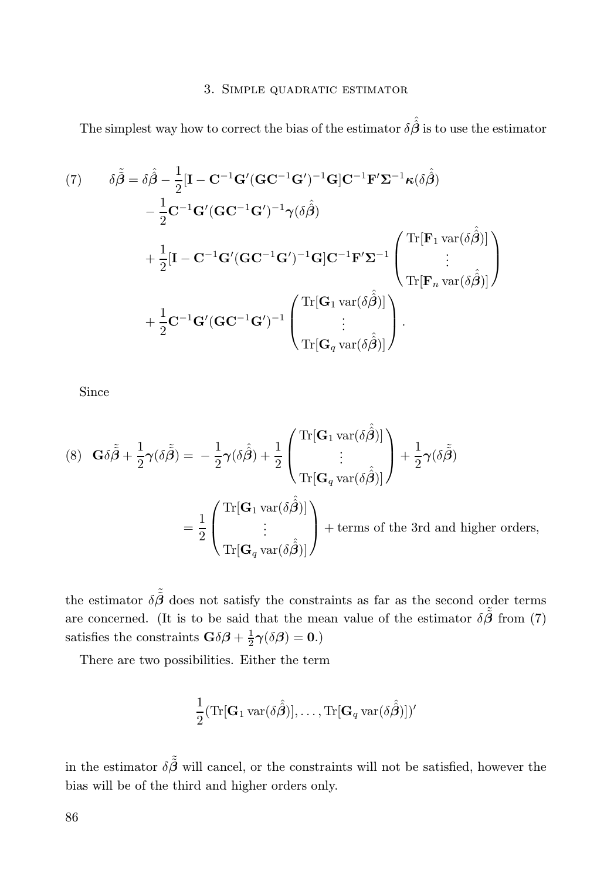## 3. Simple quadratic estimator

The simplest way how to correct the bias of the estimator $\delta\hat{\hat{\boldsymbol{\beta}}}$ is to use the estimator

$$
\begin{aligned}
(7)\qquad \delta\tilde{\tilde{\boldsymbol{\beta}}} = \delta\hat{\hat{\boldsymbol{\beta}}} &- \frac{1}{2}[\mathbf{I} - \mathbf{C}^{-1}\mathbf{G}'(\mathbf{G}\mathbf{C}^{-1}\mathbf{G}')^{-1}\mathbf{G}]\mathbf{C}^{-1}\mathbf{F}'\boldsymbol{\Sigma}^{-1}\boldsymbol{\kappa}(\delta\hat{\hat{\boldsymbol{\beta}}}) \\
&- \frac{1}{2}\mathbf{C}^{-1}\mathbf{G}'(\mathbf{G}\mathbf{C}^{-1}\mathbf{G}')^{-1}\boldsymbol{\gamma}(\delta\hat{\hat{\boldsymbol{\beta}}}) \\
&+ \frac{1}{2}[\mathbf{I} - \mathbf{C}^{-1}\mathbf{G}'(\mathbf{G}\mathbf{C}^{-1}\mathbf{G}')^{-1}\mathbf{G}]\mathbf{C}^{-1}\mathbf{F}'\boldsymbol{\Sigma}^{-1}\begin{pmatrix}\mathrm{Tr}[\mathbf{F}_1\,\mathrm{var}(\delta\hat{\hat{\boldsymbol{\beta}}})] \\ \vdots \\ \mathrm{Tr}[\mathbf{F}_n\,\mathrm{var}(\delta\hat{\hat{\boldsymbol{\beta}}})]\end{pmatrix} \\
&+ \frac{1}{2}\mathbf{C}^{-1}\mathbf{G}'(\mathbf{G}\mathbf{C}^{-1}\mathbf{G}')^{-1}\begin{pmatrix}\mathrm{Tr}[\mathbf{G}_1\,\mathrm{var}(\delta\hat{\hat{\boldsymbol{\beta}}})] \\ \vdots \\ \mathrm{Tr}[\mathbf{G}_q\,\mathrm{var}(\delta\hat{\hat{\boldsymbol{\beta}}})]\end{pmatrix}.
\end{aligned}
$$

Since

$$
\begin{aligned}
(8)\quad \mathbf{G}\delta\tilde{\tilde{\boldsymbol{\beta}}} + \frac{1}{2}\boldsymbol{\gamma}(\delta\tilde{\tilde{\boldsymbol{\beta}}}) &= -\frac{1}{2}\boldsymbol{\gamma}(\delta\hat{\hat{\boldsymbol{\beta}}}) + \frac{1}{2}\begin{pmatrix}\mathrm{Tr}[\mathbf{G}_1\,\mathrm{var}(\delta\hat{\hat{\boldsymbol{\beta}}})] \\ \vdots \\ \mathrm{Tr}[\mathbf{G}_q\,\mathrm{var}(\delta\hat{\hat{\boldsymbol{\beta}}})]\end{pmatrix} + \frac{1}{2}\boldsymbol{\gamma}(\delta\tilde{\tilde{\boldsymbol{\beta}}}) \\
&= \frac{1}{2}\begin{pmatrix}\mathrm{Tr}[\mathbf{G}_1\,\mathrm{var}(\delta\hat{\hat{\boldsymbol{\beta}}})] \\ \vdots \\ \mathrm{Tr}[\mathbf{G}_q\,\mathrm{var}(\delta\hat{\hat{\boldsymbol{\beta}}})]\end{pmatrix} + \text{terms of the 3rd and higher orders,}
\end{aligned}
$$

the estimator $\delta\tilde{\tilde{\boldsymbol{\beta}}}$ does not satisfy the constraints as far as the second order terms are concerned. (It is to be said that the mean value of the estimator $\delta\tilde{\tilde{\boldsymbol{\beta}}}$ from (7) satisfies the constraints $\mathbf{G}\delta\boldsymbol{\beta} + \frac{1}{2}\boldsymbol{\gamma}(\delta\boldsymbol{\beta}) = \mathbf{0}$.)

There are two possibilities. Either the term

$$
\frac{1}{2}(\mathrm{Tr}[\mathbf{G}_1\,\mathrm{var}(\delta\hat{\hat{\boldsymbol{\beta}}})], \dots, \mathrm{Tr}[\mathbf{G}_q\,\mathrm{var}(\delta\hat{\hat{\boldsymbol{\beta}}})])'
$$

in the estimator $\delta\tilde{\tilde{\boldsymbol{\beta}}}$ will cancel, or the constraints will not be satisfied, however the bias will be of the third and higher orders only.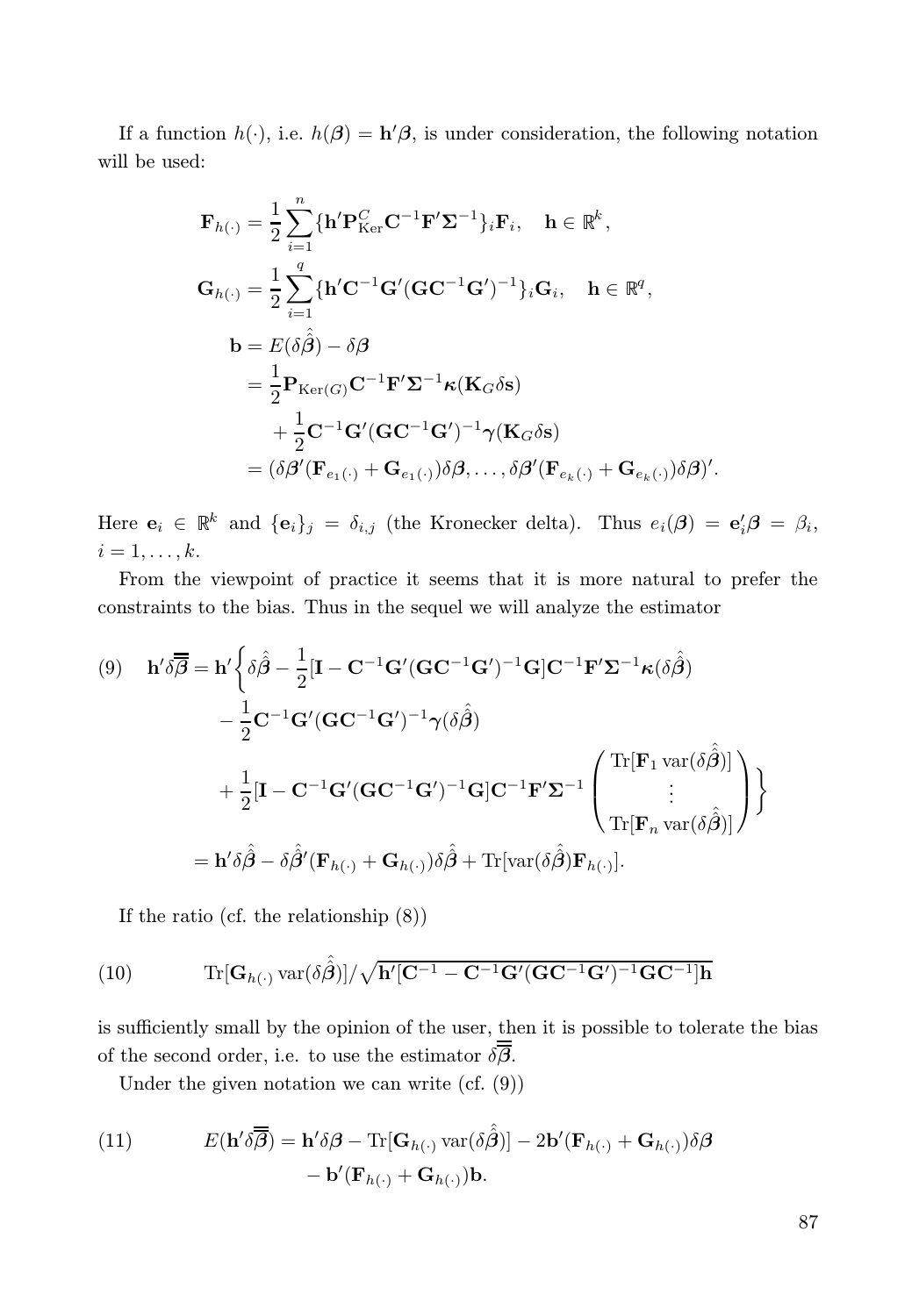If a function $h(\cdot)$, i.e. $h(\boldsymbol{\beta}) = \mathbf{h}'\boldsymbol{\beta}$, is under consideration, the following notation will be used:

$$
\begin{aligned}
\mathbf{F}_{h(\cdot)} &= \frac{1}{2}\sum_{i=1}^{n}\{\mathbf{h}'\mathbf{P}^{C}_{\mathrm{Ker}}\mathbf{C}^{-1}\mathbf{F}'\boldsymbol{\Sigma}^{-1}\}_i\mathbf{F}_i, \quad \mathbf{h}\in\mathbb{R}^k,\\
\mathbf{G}_{h(\cdot)} &= \frac{1}{2}\sum_{i=1}^{q}\{\mathbf{h}'\mathbf{C}^{-1}\mathbf{G}'(\mathbf{G}\mathbf{C}^{-1}\mathbf{G}')^{-1}\}_i\mathbf{G}_i, \quad \mathbf{h}\in\mathbb{R}^q,\\
\mathbf{b} &= E(\delta\hat{\hat{\boldsymbol{\beta}}}) - \delta\boldsymbol{\beta}\\
&= \frac{1}{2}\mathbf{P}_{\mathrm{Ker}(G)}\mathbf{C}^{-1}\mathbf{F}'\boldsymbol{\Sigma}^{-1}\boldsymbol{\kappa}(\mathbf{K}_G\delta\mathbf{s})\\
&\quad + \frac{1}{2}\mathbf{C}^{-1}\mathbf{G}'(\mathbf{G}\mathbf{C}^{-1}\mathbf{G}')^{-1}\boldsymbol{\gamma}(\mathbf{K}_G\delta\mathbf{s})\\
&= (\delta\boldsymbol{\beta}'(\mathbf{F}_{e_1(\cdot)}+\mathbf{G}_{e_1(\cdot)})\delta\boldsymbol{\beta},\ldots,\delta\boldsymbol{\beta}'(\mathbf{F}_{e_k(\cdot)}+\mathbf{G}_{e_k(\cdot)})\delta\boldsymbol{\beta})'.
\end{aligned}
$$

Here $\mathbf{e}_i \in \mathbb{R}^k$ and $\{\mathbf{e}_i\}_j = \delta_{i,j}$ (the Kronecker delta). Thus $e_i(\boldsymbol{\beta}) = \mathbf{e}_i'\boldsymbol{\beta} = \beta_i$, $i = 1,\ldots,k$.

From the viewpoint of practice it seems that it is more natural to prefer the constraints to the bias. Thus in the sequel we will analyze the estimator

$$
\begin{aligned}
(9)\quad \mathbf{h}'\delta\overline{\overline{\boldsymbol{\beta}}} &= \mathbf{h}'\Bigg\{\delta\hat{\hat{\boldsymbol{\beta}}} - \frac{1}{2}[\mathbf{I}-\mathbf{C}^{-1}\mathbf{G}'(\mathbf{G}\mathbf{C}^{-1}\mathbf{G}')^{-1}\mathbf{G}]\mathbf{C}^{-1}\mathbf{F}'\boldsymbol{\Sigma}^{-1}\boldsymbol{\kappa}(\delta\hat{\hat{\boldsymbol{\beta}}})\\
&\quad - \frac{1}{2}\mathbf{C}^{-1}\mathbf{G}'(\mathbf{G}\mathbf{C}^{-1}\mathbf{G}')^{-1}\boldsymbol{\gamma}(\delta\hat{\hat{\boldsymbol{\beta}}})\\
&\quad + \frac{1}{2}[\mathbf{I}-\mathbf{C}^{-1}\mathbf{G}'(\mathbf{G}\mathbf{C}^{-1}\mathbf{G}')^{-1}\mathbf{G}]\mathbf{C}^{-1}\mathbf{F}'\boldsymbol{\Sigma}^{-1}\begin{pmatrix}\mathrm{Tr}[\mathbf{F}_1\,\mathrm{var}(\delta\hat{\hat{\boldsymbol{\beta}}})]\\ \vdots\\ \mathrm{Tr}[\mathbf{F}_n\,\mathrm{var}(\delta\hat{\hat{\boldsymbol{\beta}}})]\end{pmatrix}\Bigg\}\\
&= \mathbf{h}'\delta\hat{\hat{\boldsymbol{\beta}}} - \delta\hat{\hat{\boldsymbol{\beta}}}'(\mathbf{F}_{h(\cdot)}+\mathbf{G}_{h(\cdot)})\delta\hat{\hat{\boldsymbol{\beta}}} + \mathrm{Tr}[\mathrm{var}(\delta\hat{\hat{\boldsymbol{\beta}}})\mathbf{F}_{h(\cdot)}].
\end{aligned}
$$

If the ratio (cf. the relationship (8))

$$
(10)\qquad \mathrm{Tr}[\mathbf{G}_{h(\cdot)}\,\mathrm{var}(\delta\hat{\hat{\boldsymbol{\beta}}})]/\sqrt{\mathbf{h}'[\mathbf{C}^{-1}-\mathbf{C}^{-1}\mathbf{G}'(\mathbf{G}\mathbf{C}^{-1}\mathbf{G}')^{-1}\mathbf{G}\mathbf{C}^{-1}]\mathbf{h}}
$$

is sufficiently small by the opinion of the user, then it is possible to tolerate the bias of the second order, i.e. to use the estimator $\delta\overline{\overline{\boldsymbol{\beta}}}$.

Under the given notation we can write (cf. (9))

$$
\begin{aligned}
(11)\qquad E(\mathbf{h}'\delta\overline{\overline{\boldsymbol{\beta}}}) &= \mathbf{h}'\delta\boldsymbol{\beta} - \mathrm{Tr}[\mathbf{G}_{h(\cdot)}\,\mathrm{var}(\delta\hat{\hat{\boldsymbol{\beta}}})] - 2\mathbf{b}'(\mathbf{F}_{h(\cdot)}+\mathbf{G}_{h(\cdot)})\delta\boldsymbol{\beta}\\
&\quad - \mathbf{b}'(\mathbf{F}_{h(\cdot)}+\mathbf{G}_{h(\cdot)})\mathbf{b}.
\end{aligned}
$$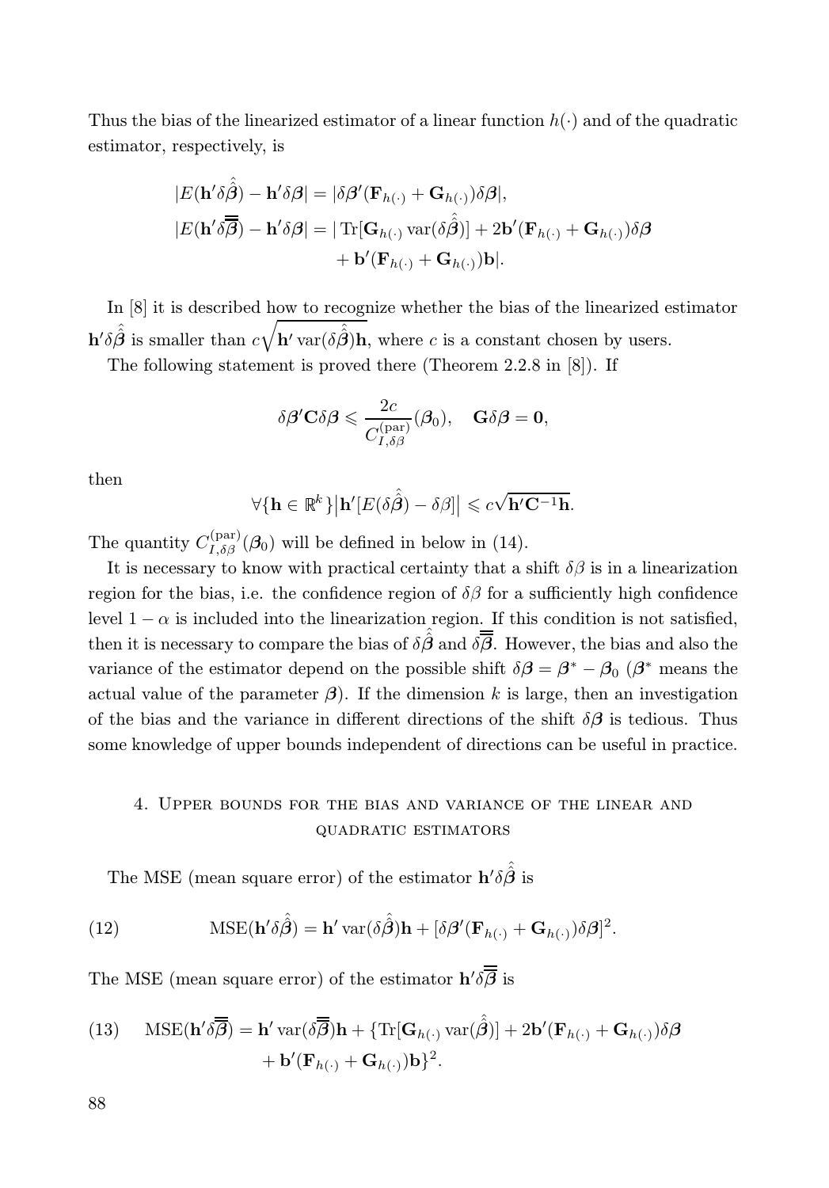Thus the bias of the linearized estimator of a linear function $h(\cdot)$ and of the quadratic estimator, respectively, is

$$
\begin{aligned}
|E(\mathbf{h}'\delta\hat{\hat{\boldsymbol{\beta}}}) - \mathbf{h}'\delta\boldsymbol{\beta}| &= |\delta\boldsymbol{\beta}'(\mathbf{F}_{h(\cdot)} + \mathbf{G}_{h(\cdot)})\delta\boldsymbol{\beta}|,\\
|E(\mathbf{h}'\delta\overline{\overline{\boldsymbol{\beta}}}) - \mathbf{h}'\delta\boldsymbol{\beta}| &= |\operatorname{Tr}[\mathbf{G}_{h(\cdot)}\operatorname{var}(\delta\hat{\hat{\boldsymbol{\beta}}})] + 2\mathbf{b}'(\mathbf{F}_{h(\cdot)} + \mathbf{G}_{h(\cdot)})\delta\boldsymbol{\beta}\\
&\quad + \mathbf{b}'(\mathbf{F}_{h(\cdot)} + \mathbf{G}_{h(\cdot)})\mathbf{b}|.
\end{aligned}
$$

In [8] it is described how to recognize whether the bias of the linearized estimator $\mathbf{h}'\delta\hat{\hat{\boldsymbol{\beta}}}$ is smaller than $c\sqrt{\mathbf{h}'\operatorname{var}(\delta\hat{\hat{\boldsymbol{\beta}}})\mathbf{h}}$, where $c$ is a constant chosen by users.

The following statement is proved there (Theorem 2.2.8 in [8]). If

$$
\delta\boldsymbol{\beta}'\mathbf{C}\delta\boldsymbol{\beta} \leqslant \frac{2c}{C_{I,\delta\beta}^{(\mathrm{par})}}(\boldsymbol{\beta}_0), \quad \mathbf{G}\delta\boldsymbol{\beta} = \mathbf{0},
$$

then

$$
\forall\{\mathbf{h} \in \mathbb{R}^k\}\big|\mathbf{h}'[E(\delta\hat{\hat{\boldsymbol{\beta}}}) - \delta\beta]\big| \leqslant c\sqrt{\mathbf{h}'\mathbf{C}^{-1}\mathbf{h}}.
$$

The quantity $C_{I,\delta\beta}^{(\mathrm{par})}(\boldsymbol{\beta}_0)$ will be defined in below in (14).

It is necessary to know with practical certainty that a shift $\delta\beta$ is in a linearization region for the bias, i.e. the confidence region of $\delta\beta$ for a sufficiently high confidence level $1-\alpha$ is included into the linearization region. If this condition is not satisfied, then it is necessary to compare the bias of $\delta\hat{\hat{\boldsymbol{\beta}}}$ and $\delta\overline{\overline{\boldsymbol{\beta}}}$. However, the bias and also the variance of the estimator depend on the possible shift $\delta\boldsymbol{\beta} = \boldsymbol{\beta}^* - \boldsymbol{\beta}_0$ ($\boldsymbol{\beta}^*$ means the actual value of the parameter $\boldsymbol{\beta}$). If the dimension $k$ is large, then an investigation of the bias and the variance in different directions of the shift $\delta\boldsymbol{\beta}$ is tedious. Thus some knowledge of upper bounds independent of directions can be useful in practice.

## 4. Upper bounds for the bias and variance of the linear and quadratic estimators

The MSE (mean square error) of the estimator $\mathbf{h}'\delta\hat{\hat{\boldsymbol{\beta}}}$ is

$$
\operatorname{MSE}(\mathbf{h}'\delta\hat{\hat{\boldsymbol{\beta}}}) = \mathbf{h}'\operatorname{var}(\delta\hat{\hat{\boldsymbol{\beta}}})\mathbf{h} + [\delta\boldsymbol{\beta}'(\mathbf{F}_{h(\cdot)} + \mathbf{G}_{h(\cdot)})\delta\boldsymbol{\beta}]^2. \tag{12}
$$

The MSE (mean square error) of the estimator $\mathbf{h}'\delta\overline{\overline{\boldsymbol{\beta}}}$ is

$$
\begin{aligned}
\operatorname{MSE}(\mathbf{h}'\delta\overline{\overline{\boldsymbol{\beta}}}) &= \mathbf{h}'\operatorname{var}(\delta\overline{\overline{\boldsymbol{\beta}}})\mathbf{h} + \{\operatorname{Tr}[\mathbf{G}_{h(\cdot)}\operatorname{var}(\hat{\hat{\boldsymbol{\beta}}})] + 2\mathbf{b}'(\mathbf{F}_{h(\cdot)} + \mathbf{G}_{h(\cdot)})\delta\boldsymbol{\beta}\\
&\quad + \mathbf{b}'(\mathbf{F}_{h(\cdot)} + \mathbf{G}_{h(\cdot)})\mathbf{b}\}^2.
\end{aligned} \tag{13}
$$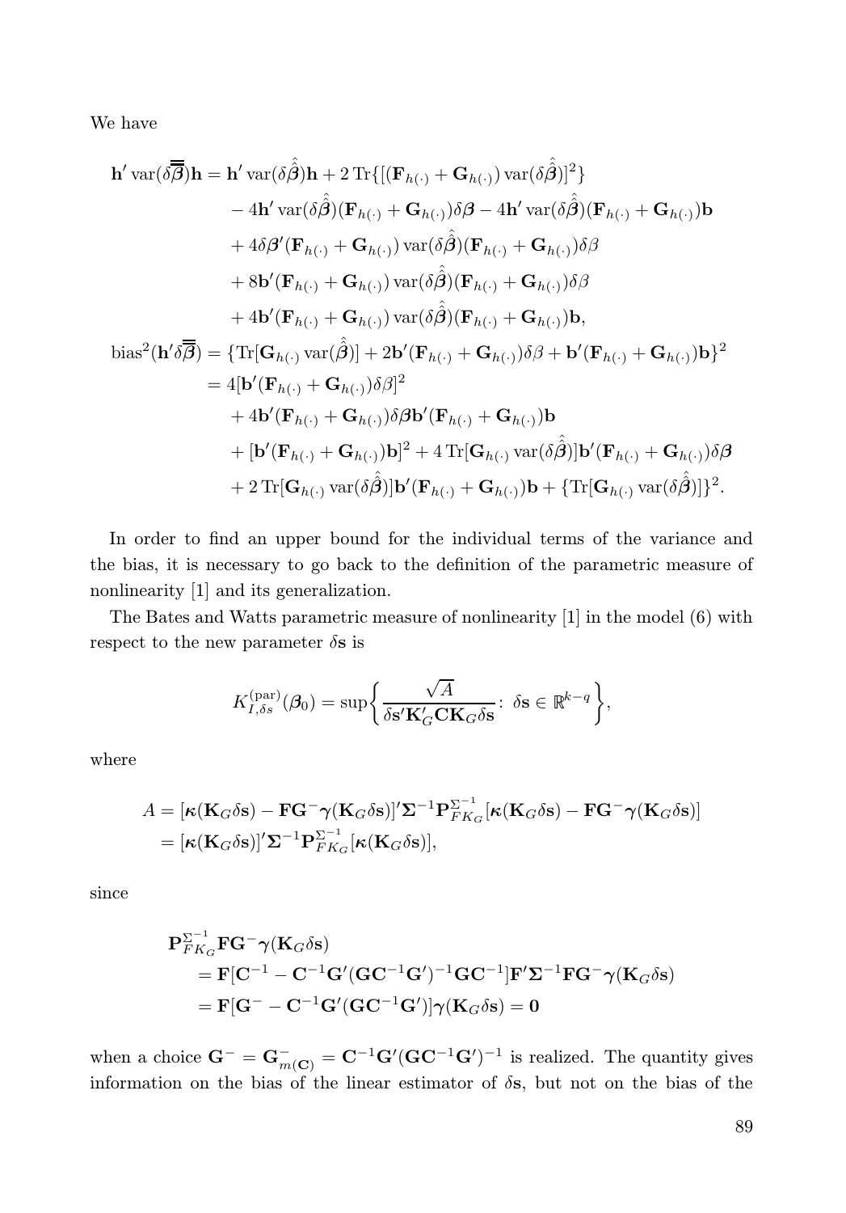We have

$$
\begin{aligned}
\mathbf{h}' \operatorname{var}(\delta\overline{\overline{\boldsymbol{\beta}}})\mathbf{h} &= \mathbf{h}' \operatorname{var}(\delta\hat{\hat{\boldsymbol{\beta}}})\mathbf{h} + 2\operatorname{Tr}\{[(\mathbf{F}_{h(\cdot)} + \mathbf{G}_{h(\cdot)})\operatorname{var}(\delta\hat{\hat{\boldsymbol{\beta}}})]^2\} \\
&\quad - 4\mathbf{h}' \operatorname{var}(\delta\hat{\hat{\boldsymbol{\beta}}})(\mathbf{F}_{h(\cdot)} + \mathbf{G}_{h(\cdot)})\delta\boldsymbol{\beta} - 4\mathbf{h}' \operatorname{var}(\delta\hat{\hat{\boldsymbol{\beta}}})(\mathbf{F}_{h(\cdot)} + \mathbf{G}_{h(\cdot)})\mathbf{b} \\
&\quad + 4\delta\boldsymbol{\beta}'(\mathbf{F}_{h(\cdot)} + \mathbf{G}_{h(\cdot)})\operatorname{var}(\delta\hat{\hat{\boldsymbol{\beta}}})(\mathbf{F}_{h(\cdot)} + \mathbf{G}_{h(\cdot)})\delta\beta \\
&\quad + 8\mathbf{b}'(\mathbf{F}_{h(\cdot)} + \mathbf{G}_{h(\cdot)})\operatorname{var}(\delta\hat{\hat{\boldsymbol{\beta}}})(\mathbf{F}_{h(\cdot)} + \mathbf{G}_{h(\cdot)})\delta\beta \\
&\quad + 4\mathbf{b}'(\mathbf{F}_{h(\cdot)} + \mathbf{G}_{h(\cdot)})\operatorname{var}(\delta\hat{\hat{\boldsymbol{\beta}}})(\mathbf{F}_{h(\cdot)} + \mathbf{G}_{h(\cdot)})\mathbf{b}, \\
\operatorname{bias}^2(\mathbf{h}'\delta\overline{\overline{\boldsymbol{\beta}}}) &= \{\operatorname{Tr}[\mathbf{G}_{h(\cdot)}\operatorname{var}(\hat{\hat{\boldsymbol{\beta}}})] + 2\mathbf{b}'(\mathbf{F}_{h(\cdot)} + \mathbf{G}_{h(\cdot)})\delta\beta + \mathbf{b}'(\mathbf{F}_{h(\cdot)} + \mathbf{G}_{h(\cdot)})\mathbf{b}\}^2 \\
&= 4[\mathbf{b}'(\mathbf{F}_{h(\cdot)} + \mathbf{G}_{h(\cdot)})\delta\beta]^2 \\
&\quad + 4\mathbf{b}'(\mathbf{F}_{h(\cdot)} + \mathbf{G}_{h(\cdot)})\delta\boldsymbol{\beta}\mathbf{b}'(\mathbf{F}_{h(\cdot)} + \mathbf{G}_{h(\cdot)})\mathbf{b} \\
&\quad + [\mathbf{b}'(\mathbf{F}_{h(\cdot)} + \mathbf{G}_{h(\cdot)})\mathbf{b}]^2 + 4\operatorname{Tr}[\mathbf{G}_{h(\cdot)}\operatorname{var}(\delta\hat{\hat{\boldsymbol{\beta}}})]\mathbf{b}'(\mathbf{F}_{h(\cdot)} + \mathbf{G}_{h(\cdot)})\delta\boldsymbol{\beta} \\
&\quad + 2\operatorname{Tr}[\mathbf{G}_{h(\cdot)}\operatorname{var}(\delta\hat{\hat{\boldsymbol{\beta}}})]\mathbf{b}'(\mathbf{F}_{h(\cdot)} + \mathbf{G}_{h(\cdot)})\mathbf{b} + \{\operatorname{Tr}[\mathbf{G}_{h(\cdot)}\operatorname{var}(\delta\hat{\hat{\boldsymbol{\beta}}})]\}^2.
\end{aligned}
$$

In order to find an upper bound for the individual terms of the variance and the bias, it is necessary to go back to the definition of the parametric measure of nonlinearity [1] and its generalization.

The Bates and Watts parametric measure of nonlinearity [1] in the model (6) with respect to the new parameter $\delta\mathbf{s}$ is

$$
K_{I,\delta s}^{(\mathrm{par})}(\boldsymbol{\beta}_0) = \sup\left\{\frac{\sqrt{A}}{\delta\mathbf{s}'\mathbf{K}_G'\mathbf{C}\mathbf{K}_G\delta\mathbf{s}} : \ \delta\mathbf{s} \in \mathbb{R}^{k-q}\right\},
$$

where

$$
\begin{aligned}
A &= [\boldsymbol{\kappa}(\mathbf{K}_G\delta\mathbf{s}) - \mathbf{F}\mathbf{G}^-\boldsymbol{\gamma}(\mathbf{K}_G\delta\mathbf{s})]'\boldsymbol{\Sigma}^{-1}\mathbf{P}_{FK_G}^{\Sigma^{-1}}[\boldsymbol{\kappa}(\mathbf{K}_G\delta\mathbf{s}) - \mathbf{F}\mathbf{G}^-\boldsymbol{\gamma}(\mathbf{K}_G\delta\mathbf{s})] \\
&= [\boldsymbol{\kappa}(\mathbf{K}_G\delta\mathbf{s})]'\boldsymbol{\Sigma}^{-1}\mathbf{P}_{FK_G}^{\Sigma^{-1}}[\boldsymbol{\kappa}(\mathbf{K}_G\delta\mathbf{s})],
\end{aligned}
$$

since

$$
\begin{aligned}
&\mathbf{P}_{FK_G}^{\Sigma^{-1}}\mathbf{F}\mathbf{G}^-\boldsymbol{\gamma}(\mathbf{K}_G\delta\mathbf{s}) \\
&\quad = \mathbf{F}[\mathbf{C}^{-1} - \mathbf{C}^{-1}\mathbf{G}'(\mathbf{G}\mathbf{C}^{-1}\mathbf{G}')^{-1}\mathbf{G}\mathbf{C}^{-1}]\mathbf{F}'\boldsymbol{\Sigma}^{-1}\mathbf{F}\mathbf{G}^-\boldsymbol{\gamma}(\mathbf{K}_G\delta\mathbf{s}) \\
&\quad = \mathbf{F}[\mathbf{G}^- - \mathbf{C}^{-1}\mathbf{G}'(\mathbf{G}\mathbf{C}^{-1}\mathbf{G}')]\boldsymbol{\gamma}(\mathbf{K}_G\delta\mathbf{s}) = \mathbf{0}
\end{aligned}
$$

when a choice $\mathbf{G}^- = \mathbf{G}^-_{m(\mathbf{C})} = \mathbf{C}^{-1}\mathbf{G}'(\mathbf{G}\mathbf{C}^{-1}\mathbf{G}')^{-1}$ is realized. The quantity gives information on the bias of the linear estimator of $\delta\mathbf{s}$, but not on the bias of the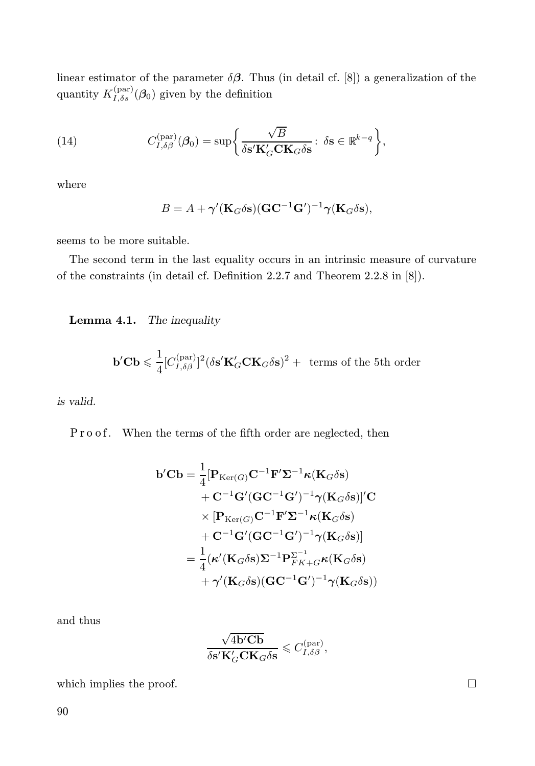linear estimator of the parameter $\delta\boldsymbol{\beta}$. Thus (in detail cf. [8]) a generalization of the quantity $K_{I,\delta s}^{(\mathrm{par})}(\boldsymbol{\beta}_0)$ given by the definition

$$
C_{I,\delta\beta}^{(\mathrm{par})}(\boldsymbol{\beta}_0) = \sup\left\{ \frac{\sqrt{B}}{\delta\mathbf{s}'\mathbf{K}_G'\mathbf{C}\mathbf{K}_G\delta\mathbf{s}} \colon \ \delta\mathbf{s} \in \mathbb{R}^{k-q} \right\}, \tag{14}
$$

where

$$
B = A + \boldsymbol{\gamma}'(\mathbf{K}_G\delta\mathbf{s})(\mathbf{G}\mathbf{C}^{-1}\mathbf{G}')^{-1}\boldsymbol{\gamma}(\mathbf{K}_G\delta\mathbf{s}),
$$

seems to be more suitable.

The second term in the last equality occurs in an intrinsic measure of curvature of the constraints (in detail cf. Definition 2.2.7 and Theorem 2.2.8 in [8]).

**Lemma 4.1.** *The inequality*

$$
\mathbf{b}'\mathbf{C}\mathbf{b} \leqslant \frac{1}{4}[C_{I,\delta\beta}^{(\mathrm{par})}]^2(\delta\mathbf{s}'\mathbf{K}_G'\mathbf{C}\mathbf{K}_G\delta\mathbf{s})^2 + \text{ terms of the 5th order}
$$

*is valid.*

Proof. When the terms of the fifth order are neglected, then

$$
\begin{aligned}
\mathbf{b}'\mathbf{C}\mathbf{b} = \frac{1}{4}[&\mathbf{P}_{\mathrm{Ker}(G)}\mathbf{C}^{-1}\mathbf{F}'\boldsymbol{\Sigma}^{-1}\boldsymbol{\kappa}(\mathbf{K}_G\delta\mathbf{s}) \\
&+ \mathbf{C}^{-1}\mathbf{G}'(\mathbf{G}\mathbf{C}^{-1}\mathbf{G}')^{-1}\boldsymbol{\gamma}(\mathbf{K}_G\delta\mathbf{s})]'\mathbf{C} \\
&\times [\mathbf{P}_{\mathrm{Ker}(G)}\mathbf{C}^{-1}\mathbf{F}'\boldsymbol{\Sigma}^{-1}\boldsymbol{\kappa}(\mathbf{K}_G\delta\mathbf{s}) \\
&+ \mathbf{C}^{-1}\mathbf{G}'(\mathbf{G}\mathbf{C}^{-1}\mathbf{G}')^{-1}\boldsymbol{\gamma}(\mathbf{K}_G\delta\mathbf{s})] \\
= \frac{1}{4}(&\boldsymbol{\kappa}'(\mathbf{K}_G\delta\mathbf{s})\boldsymbol{\Sigma}^{-1}\mathbf{P}_{FK+G}^{\Sigma^{-1}}\boldsymbol{\kappa}(\mathbf{K}_G\delta\mathbf{s}) \\
&+ \boldsymbol{\gamma}'(\mathbf{K}_G\delta\mathbf{s})(\mathbf{G}\mathbf{C}^{-1}\mathbf{G}')^{-1}\boldsymbol{\gamma}(\mathbf{K}_G\delta\mathbf{s}))
\end{aligned}
$$

and thus

$$
\frac{\sqrt{4\mathbf{b}'\mathbf{C}\mathbf{b}}}{\delta\mathbf{s}'\mathbf{K}_G'\mathbf{C}\mathbf{K}_G\delta\mathbf{s}} \leqslant C_{I,\delta\beta}^{(\mathrm{par})},
$$

which implies the proof. $\square$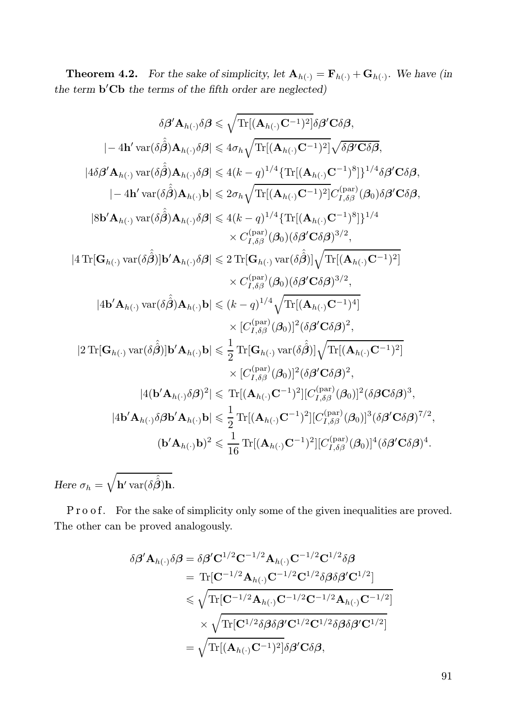**Theorem 4.2.** *For the sake of simplicity, let $\mathbf{A}_{h(\cdot)} = \mathbf{F}_{h(\cdot)} + \mathbf{G}_{h(\cdot)}$. We have (in the term $\mathbf{b}'\mathbf{C}\mathbf{b}$ the terms of the fifth order are neglected)*

$$
\begin{aligned}
\delta\boldsymbol{\beta}'\mathbf{A}_{h(\cdot)}\delta\boldsymbol{\beta} &\leqslant \sqrt{\mathrm{Tr}[(\mathbf{A}_{h(\cdot)}\mathbf{C}^{-1})^2]}\delta\boldsymbol{\beta}'\mathbf{C}\delta\boldsymbol{\beta},\\
|-4\mathbf{h}'\operatorname{var}(\delta\hat{\hat{\boldsymbol{\beta}}})\mathbf{A}_{h(\cdot)}\delta\boldsymbol{\beta}| &\leqslant 4\sigma_h\sqrt{\mathrm{Tr}[(\mathbf{A}_{h(\cdot)}\mathbf{C}^{-1})^2]}\sqrt{\delta\boldsymbol{\beta}'\mathbf{C}\delta\boldsymbol{\beta}},\\
|4\delta\boldsymbol{\beta}'\mathbf{A}_{h(\cdot)}\operatorname{var}(\delta\hat{\hat{\boldsymbol{\beta}}})\mathbf{A}_{h(\cdot)}\delta\boldsymbol{\beta}| &\leqslant 4(k-q)^{1/4}\{\mathrm{Tr}[(\mathbf{A}_{h(\cdot)}\mathbf{C}^{-1})^8]\}^{1/4}\delta\boldsymbol{\beta}'\mathbf{C}\delta\boldsymbol{\beta},\\
|-4\mathbf{h}'\operatorname{var}(\delta\hat{\hat{\boldsymbol{\beta}}})\mathbf{A}_{h(\cdot)}\mathbf{b}| &\leqslant 2\sigma_h\sqrt{\mathrm{Tr}[(\mathbf{A}_{h(\cdot)}\mathbf{C}^{-1})^2]}C_{I,\delta\beta}^{(\mathrm{par})}(\boldsymbol{\beta}_0)\delta\boldsymbol{\beta}'\mathbf{C}\delta\boldsymbol{\beta},\\
|8\mathbf{b}'\mathbf{A}_{h(\cdot)}\operatorname{var}(\delta\hat{\hat{\boldsymbol{\beta}}})\mathbf{A}_{h(\cdot)}\delta\boldsymbol{\beta}| &\leqslant 4(k-q)^{1/4}\{\mathrm{Tr}[(\mathbf{A}_{h(\cdot)}\mathbf{C}^{-1})^8]\}^{1/4}\\
&\quad\times C_{I,\delta\beta}^{(\mathrm{par})}(\boldsymbol{\beta}_0)(\delta\boldsymbol{\beta}'\mathbf{C}\delta\boldsymbol{\beta})^{3/2},\\
|4\,\mathrm{Tr}[\mathbf{G}_{h(\cdot)}\operatorname{var}(\delta\hat{\hat{\boldsymbol{\beta}}})]\mathbf{b}'\mathbf{A}_{h(\cdot)}\delta\boldsymbol{\beta}| &\leqslant 2\,\mathrm{Tr}[\mathbf{G}_{h(\cdot)}\operatorname{var}(\delta\hat{\hat{\boldsymbol{\beta}}})]\sqrt{\mathrm{Tr}[(\mathbf{A}_{h(\cdot)}\mathbf{C}^{-1})^2]}\\
&\quad\times C_{I,\delta\beta}^{(\mathrm{par})}(\boldsymbol{\beta}_0)(\delta\boldsymbol{\beta}'\mathbf{C}\delta\boldsymbol{\beta})^{3/2},\\
|4\mathbf{b}'\mathbf{A}_{h(\cdot)}\operatorname{var}(\delta\hat{\hat{\boldsymbol{\beta}}})\mathbf{A}_{h(\cdot)}\mathbf{b}| &\leqslant (k-q)^{1/4}\sqrt{\mathrm{Tr}[(\mathbf{A}_{h(\cdot)}\mathbf{C}^{-1})^4]}\\
&\quad\times [C_{I,\delta\beta}^{(\mathrm{par})}(\boldsymbol{\beta}_0)]^2(\delta\boldsymbol{\beta}'\mathbf{C}\delta\boldsymbol{\beta})^2,\\
|2\,\mathrm{Tr}[\mathbf{G}_{h(\cdot)}\operatorname{var}(\delta\hat{\hat{\boldsymbol{\beta}}})]\mathbf{b}'\mathbf{A}_{h(\cdot)}\mathbf{b}| &\leqslant \frac{1}{2}\,\mathrm{Tr}[\mathbf{G}_{h(\cdot)}\operatorname{var}(\delta\hat{\hat{\boldsymbol{\beta}}})]\sqrt{\mathrm{Tr}[(\mathbf{A}_{h(\cdot)}\mathbf{C}^{-1})^2]}\\
&\quad\times [C_{I,\delta\beta}^{(\mathrm{par})}(\boldsymbol{\beta}_0)]^2(\delta\boldsymbol{\beta}'\mathbf{C}\delta\boldsymbol{\beta})^2,\\
|4(\mathbf{b}'\mathbf{A}_{h(\cdot)}\delta\boldsymbol{\beta})^2| &\leqslant \mathrm{Tr}[(\mathbf{A}_{h(\cdot)}\mathbf{C}^{-1})^2][C_{I,\delta\beta}^{(\mathrm{par})}(\boldsymbol{\beta}_0)]^2(\delta\boldsymbol{\beta}\mathbf{C}\delta\boldsymbol{\beta})^3,\\
|4\mathbf{b}'\mathbf{A}_{h(\cdot)}\delta\boldsymbol{\beta}\mathbf{b}'\mathbf{A}_{h(\cdot)}\mathbf{b}| &\leqslant \frac{1}{2}\,\mathrm{Tr}[(\mathbf{A}_{h(\cdot)}\mathbf{C}^{-1})^2][C_{I,\delta\beta}^{(\mathrm{par})}(\boldsymbol{\beta}_0)]^3(\delta\boldsymbol{\beta}'\mathbf{C}\delta\boldsymbol{\beta})^{7/2},\\
(\mathbf{b}'\mathbf{A}_{h(\cdot)}\mathbf{b})^2 &\leqslant \frac{1}{16}\,\mathrm{Tr}[(\mathbf{A}_{h(\cdot)}\mathbf{C}^{-1})^2][C_{I,\delta\beta}^{(\mathrm{par})}(\boldsymbol{\beta}_0)]^4(\delta\boldsymbol{\beta}'\mathbf{C}\delta\boldsymbol{\beta})^4.
\end{aligned}
$$

*Here* $\sigma_h = \sqrt{\mathbf{h}'\operatorname{var}(\delta\hat{\hat{\boldsymbol{\beta}}})\mathbf{h}}$.

Proof. For the sake of simplicity only some of the given inequalities are proved. The other can be proved analogously.

$$
\begin{aligned}
\delta\boldsymbol{\beta}'\mathbf{A}_{h(\cdot)}\delta\boldsymbol{\beta} &= \delta\boldsymbol{\beta}'\mathbf{C}^{1/2}\mathbf{C}^{-1/2}\mathbf{A}_{h(\cdot)}\mathbf{C}^{-1/2}\mathbf{C}^{1/2}\delta\boldsymbol{\beta}\\
&= \mathrm{Tr}[\mathbf{C}^{-1/2}\mathbf{A}_{h(\cdot)}\mathbf{C}^{-1/2}\mathbf{C}^{1/2}\delta\boldsymbol{\beta}\delta\boldsymbol{\beta}'\mathbf{C}^{1/2}]\\
&\leqslant \sqrt{\mathrm{Tr}[\mathbf{C}^{-1/2}\mathbf{A}_{h(\cdot)}\mathbf{C}^{-1/2}\mathbf{C}^{-1/2}\mathbf{A}_{h(\cdot)}\mathbf{C}^{-1/2}]}\\
&\quad\times\sqrt{\mathrm{Tr}[\mathbf{C}^{1/2}\delta\boldsymbol{\beta}\delta\boldsymbol{\beta}'\mathbf{C}^{1/2}\mathbf{C}^{1/2}\delta\boldsymbol{\beta}\delta\boldsymbol{\beta}'\mathbf{C}^{1/2}]}\\
&= \sqrt{\mathrm{Tr}[(\mathbf{A}_{h(\cdot)}\mathbf{C}^{-1})^2]}\delta\boldsymbol{\beta}'\mathbf{C}\delta\boldsymbol{\beta},
\end{aligned}
$$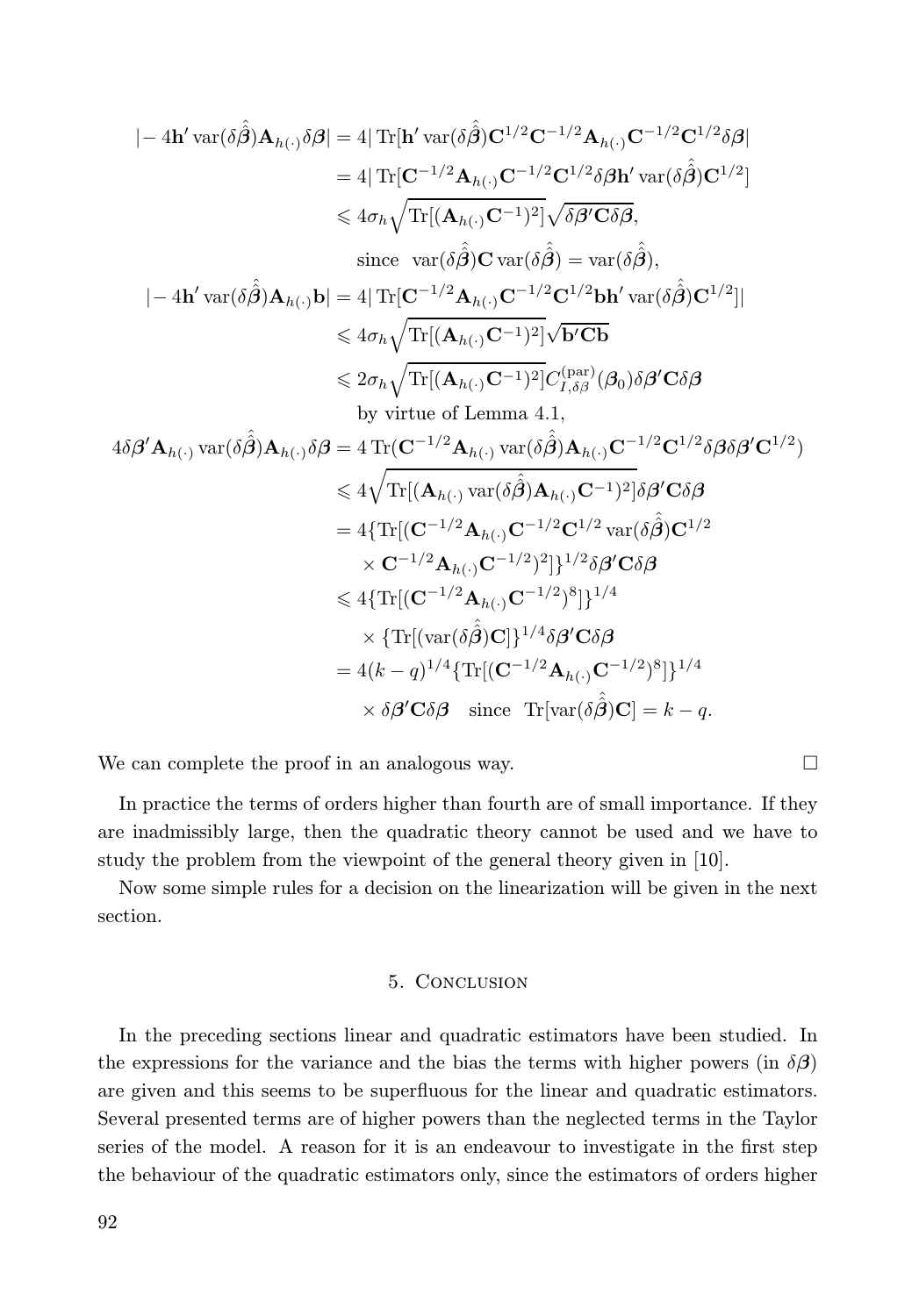$$
\begin{aligned}
|-4\mathbf{h}'\operatorname{var}(\delta\hat{\hat{\boldsymbol\beta}})\mathbf{A}_{h(\cdot)}\delta\boldsymbol\beta| &= 4|\operatorname{Tr}[\mathbf{h}'\operatorname{var}(\delta\hat{\hat{\boldsymbol\beta}})\mathbf{C}^{1/2}\mathbf{C}^{-1/2}\mathbf{A}_{h(\cdot)}\mathbf{C}^{-1/2}\mathbf{C}^{1/2}\delta\boldsymbol\beta| \\
&= 4|\operatorname{Tr}[\mathbf{C}^{-1/2}\mathbf{A}_{h(\cdot)}\mathbf{C}^{-1/2}\mathbf{C}^{1/2}\delta\boldsymbol\beta\mathbf{h}'\operatorname{var}(\delta\hat{\hat{\boldsymbol\beta}})\mathbf{C}^{1/2}] \\
&\leqslant 4\sigma_h\sqrt{\operatorname{Tr}[(\mathbf{A}_{h(\cdot)}\mathbf{C}^{-1})^2]}\sqrt{\delta\boldsymbol\beta'\mathbf{C}\delta\boldsymbol\beta}, \\
&\quad \text{since} \quad \operatorname{var}(\delta\hat{\hat{\boldsymbol\beta}})\mathbf{C}\operatorname{var}(\delta\hat{\hat{\boldsymbol\beta}}) = \operatorname{var}(\delta\hat{\hat{\boldsymbol\beta}}), \\
|-4\mathbf{h}'\operatorname{var}(\delta\hat{\hat{\boldsymbol\beta}})\mathbf{A}_{h(\cdot)}\mathbf{b}| &= 4|\operatorname{Tr}[\mathbf{C}^{-1/2}\mathbf{A}_{h(\cdot)}\mathbf{C}^{-1/2}\mathbf{C}^{1/2}\mathbf{b}\mathbf{h}'\operatorname{var}(\delta\hat{\hat{\boldsymbol\beta}})\mathbf{C}^{1/2}]| \\
&\leqslant 4\sigma_h\sqrt{\operatorname{Tr}[(\mathbf{A}_{h(\cdot)}\mathbf{C}^{-1})^2]}\sqrt{\mathbf{b}'\mathbf{C}\mathbf{b}} \\
&\leqslant 2\sigma_h\sqrt{\operatorname{Tr}[(\mathbf{A}_{h(\cdot)}\mathbf{C}^{-1})^2]}C_{I,\delta\beta}^{(\mathrm{par})}(\boldsymbol\beta_0)\delta\boldsymbol\beta'\mathbf{C}\delta\boldsymbol\beta \\
&\quad \text{by virtue of Lemma 4.1}, \\
4\delta\boldsymbol\beta'\mathbf{A}_{h(\cdot)}\operatorname{var}(\delta\hat{\hat{\boldsymbol\beta}})\mathbf{A}_{h(\cdot)}\delta\boldsymbol\beta &= 4\operatorname{Tr}(\mathbf{C}^{-1/2}\mathbf{A}_{h(\cdot)}\operatorname{var}(\delta\hat{\hat{\boldsymbol\beta}})\mathbf{A}_{h(\cdot)}\mathbf{C}^{-1/2}\mathbf{C}^{1/2}\delta\boldsymbol\beta\delta\boldsymbol\beta'\mathbf{C}^{1/2}) \\
&\leqslant 4\sqrt{\operatorname{Tr}[(\mathbf{A}_{h(\cdot)}\operatorname{var}(\delta\hat{\hat{\boldsymbol\beta}})\mathbf{A}_{h(\cdot)}\mathbf{C}^{-1})^2]}\delta\boldsymbol\beta'\mathbf{C}\delta\boldsymbol\beta \\
&= 4\{\operatorname{Tr}[(\mathbf{C}^{-1/2}\mathbf{A}_{h(\cdot)}\mathbf{C}^{-1/2}\mathbf{C}^{1/2}\operatorname{var}(\delta\hat{\hat{\boldsymbol\beta}})\mathbf{C}^{1/2} \\
&\quad \times \mathbf{C}^{-1/2}\mathbf{A}_{h(\cdot)}\mathbf{C}^{-1/2})^2]\}^{1/2}\delta\boldsymbol\beta'\mathbf{C}\delta\boldsymbol\beta \\
&\leqslant 4\{\operatorname{Tr}[(\mathbf{C}^{-1/2}\mathbf{A}_{h(\cdot)}\mathbf{C}^{-1/2})^8]\}^{1/4} \\
&\quad \times \{\operatorname{Tr}[(\operatorname{var}(\delta\hat{\hat{\boldsymbol\beta}})\mathbf{C}]\}^{1/4}\delta\boldsymbol\beta'\mathbf{C}\delta\boldsymbol\beta \\
&= 4(k-q)^{1/4}\{\operatorname{Tr}[(\mathbf{C}^{-1/2}\mathbf{A}_{h(\cdot)}\mathbf{C}^{-1/2})^8]\}^{1/4} \\
&\quad \times \delta\boldsymbol\beta'\mathbf{C}\delta\boldsymbol\beta \quad \text{since} \quad \operatorname{Tr}[\operatorname{var}(\delta\hat{\hat{\boldsymbol\beta}})\mathbf{C}] = k-q.
\end{aligned}
$$

We can complete the proof in an analogous way. □

In practice the terms of orders higher than fourth are of small importance. If they are inadmissibly large, then the quadratic theory cannot be used and we have to study the problem from the viewpoint of the general theory given in [10].

Now some simple rules for a decision on the linearization will be given in the next section.

## 5. Conclusion

In the preceding sections linear and quadratic estimators have been studied. In the expressions for the variance and the bias the terms with higher powers (in $\delta\boldsymbol\beta$) are given and this seems to be superfluous for the linear and quadratic estimators. Several presented terms are of higher powers than the neglected terms in the Taylor series of the model. A reason for it is an endeavour to investigate in the first step the behaviour of the quadratic estimators only, since the estimators of orders higher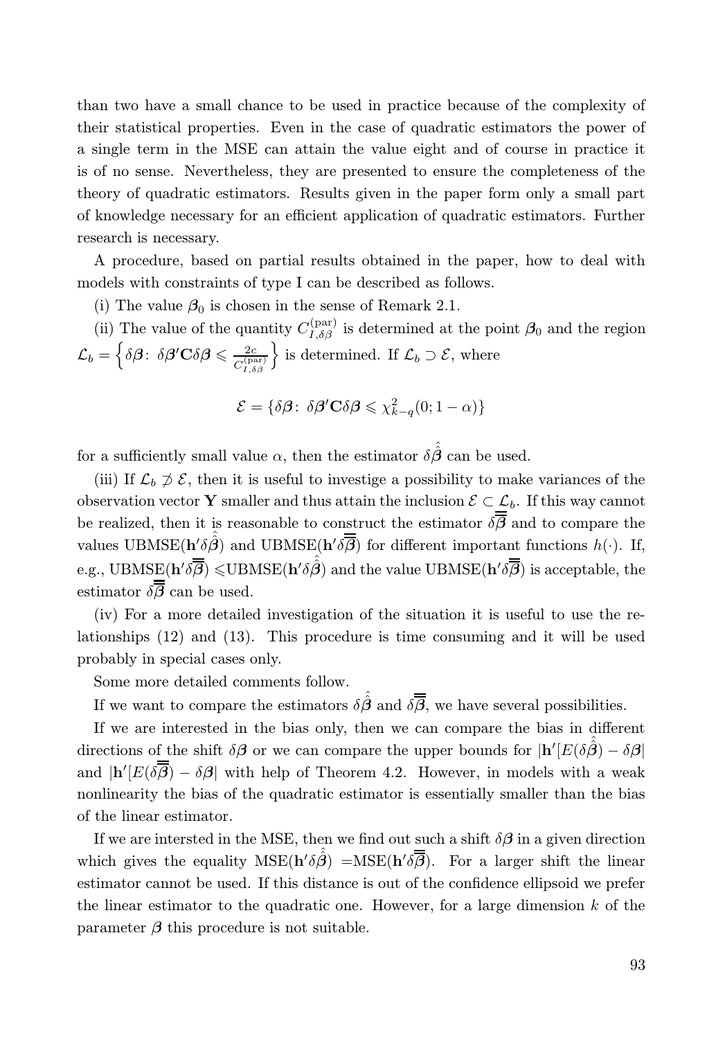than two have a small chance to be used in practice because of the complexity of their statistical properties. Even in the case of quadratic estimators the power of a single term in the MSE can attain the value eight and of course in practice it is of no sense. Nevertheless, they are presented to ensure the completeness of the theory of quadratic estimators. Results given in the paper form only a small part of knowledge necessary for an efficient application of quadratic estimators. Further research is necessary.

A procedure, based on partial results obtained in the paper, how to deal with models with constraints of type I can be described as follows.

(i) The value $\boldsymbol{\beta}_0$ is chosen in the sense of Remark 2.1.

(ii) The value of the quantity $C_{I,\delta\beta}^{(\text{par})}$ is determined at the point $\boldsymbol{\beta}_0$ and the region $\mathcal{L}_b = \left\{\delta\boldsymbol{\beta}\colon \delta\boldsymbol{\beta}'\mathbf{C}\delta\boldsymbol{\beta} \leqslant \frac{2c}{C_{I,\delta\beta}^{(\text{par})}}\right\}$ is determined. If $\mathcal{L}_b \supset \mathcal{E}$, where

$$\mathcal{E} = \{\delta\boldsymbol{\beta}\colon \delta\boldsymbol{\beta}'\mathbf{C}\delta\boldsymbol{\beta} \leqslant \chi^2_{k-q}(0; 1-\alpha)\}$$

for a sufficiently small value $\alpha$, then the estimator $\delta\hat{\hat{\boldsymbol{\beta}}}$ can be used.

(iii) If $\mathcal{L}_b \not\supset \mathcal{E}$, then it is useful to investige a possibility to make variances of the observation vector $\mathbf{Y}$ smaller and thus attain the inclusion $\mathcal{E} \subset \mathcal{L}_b$. If this way cannot be realized, then it is reasonable to construct the estimator $\delta\overline{\overline{\boldsymbol{\beta}}}$ and to compare the values $\text{UBMSE}(\mathbf{h}'\delta\hat{\hat{\boldsymbol{\beta}}})$ and $\text{UBMSE}(\mathbf{h}'\delta\overline{\overline{\boldsymbol{\beta}}})$ for different important functions $h(\cdot)$. If, e.g., $\text{UBMSE}(\mathbf{h}'\delta\overline{\overline{\boldsymbol{\beta}}}) \leqslant \text{UBMSE}(\mathbf{h}'\delta\hat{\hat{\boldsymbol{\beta}}})$ and the value $\text{UBMSE}(\mathbf{h}'\delta\overline{\overline{\boldsymbol{\beta}}})$ is acceptable, the estimator $\delta\overline{\overline{\boldsymbol{\beta}}}$ can be used.

(iv) For a more detailed investigation of the situation it is useful to use the relationships (12) and (13). This procedure is time consuming and it will be used probably in special cases only.

Some more detailed comments follow.

If we want to compare the estimators $\delta\hat{\hat{\boldsymbol{\beta}}}$ and $\delta\overline{\overline{\boldsymbol{\beta}}}$, we have several possibilities.

If we are interested in the bias only, then we can compare the bias in different directions of the shift $\delta\boldsymbol{\beta}$ or we can compare the upper bounds for $|\mathbf{h}'[E(\delta\hat{\hat{\boldsymbol{\beta}}}) - \delta\boldsymbol{\beta}|$ and $|\mathbf{h}'[E(\delta\overline{\overline{\boldsymbol{\beta}}}) - \delta\boldsymbol{\beta}|$ with help of Theorem 4.2. However, in models with a weak nonlinearity the bias of the quadratic estimator is essentially smaller than the bias of the linear estimator.

If we are intersted in the MSE, then we find out such a shift $\delta\boldsymbol{\beta}$ in a given direction which gives the equality $\text{MSE}(\mathbf{h}'\delta\hat{\hat{\boldsymbol{\beta}}}) = \text{MSE}(\mathbf{h}'\delta\overline{\overline{\boldsymbol{\beta}}})$. For a larger shift the linear estimator cannot be used. If this distance is out of the confidence ellipsoid we prefer the linear estimator to the quadratic one. However, for a large dimension $k$ of the parameter $\boldsymbol{\beta}$ this procedure is not suitable.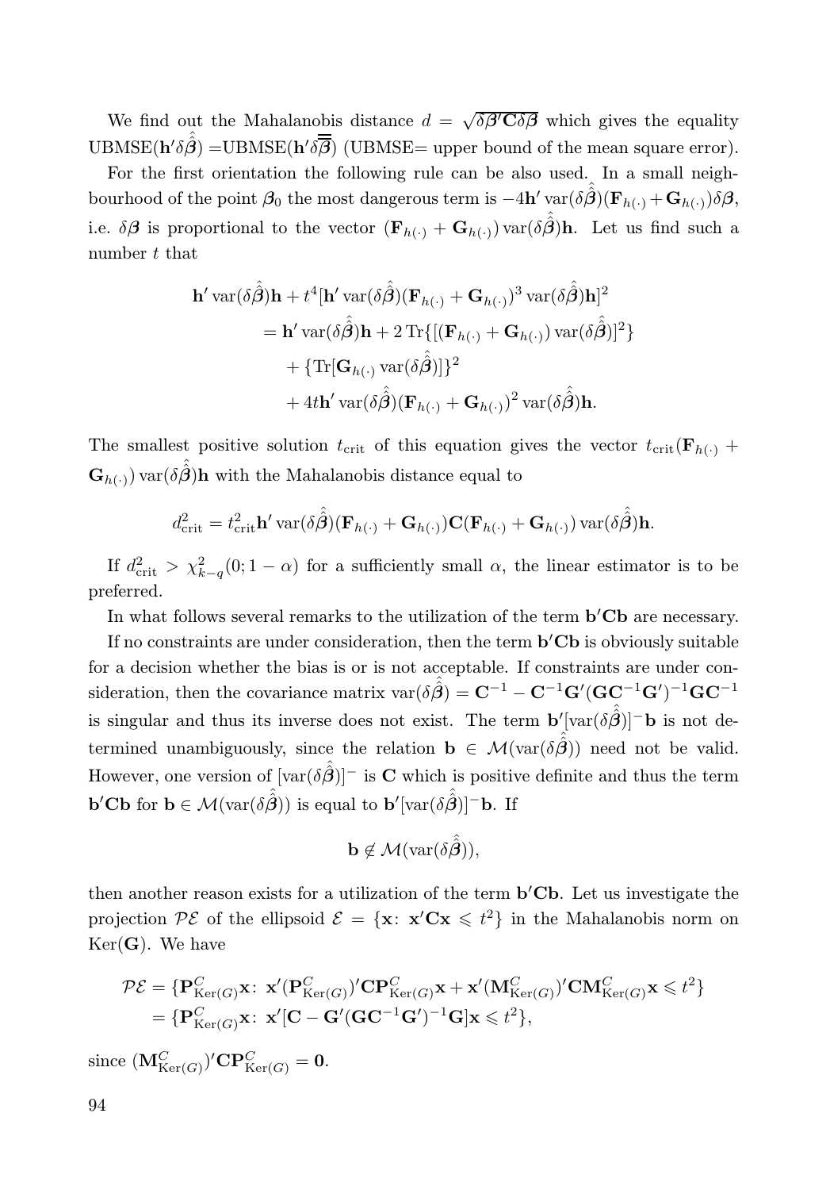We find out the Mahalanobis distance $d = \sqrt{\delta\boldsymbol{\beta}'\mathbf{C}\delta\boldsymbol{\beta}}$ which gives the equality UBMSE$(\mathbf{h}'\delta\hat{\hat{\boldsymbol{\beta}}})$ =UBMSE$(\mathbf{h}'\delta\overline{\overline{\boldsymbol{\beta}}})$ (UBMSE= upper bound of the mean square error).

For the first orientation the following rule can be also used. In a small neighbourhood of the point $\boldsymbol{\beta}_0$ the most dangerous term is $-4\mathbf{h}'\operatorname{var}(\delta\hat{\hat{\boldsymbol{\beta}}})(\mathbf{F}_{h(\cdot)}+\mathbf{G}_{h(\cdot)})\delta\boldsymbol{\beta}$, i.e. $\delta\boldsymbol{\beta}$ is proportional to the vector $(\mathbf{F}_{h(\cdot)}+\mathbf{G}_{h(\cdot)})\operatorname{var}(\delta\hat{\hat{\boldsymbol{\beta}}})\mathbf{h}$. Let us find such a number $t$ that

$$
\begin{aligned}
\mathbf{h}'\operatorname{var}(\delta\hat{\hat{\boldsymbol{\beta}}})\mathbf{h} + t^4[\mathbf{h}'\operatorname{var}(\delta\hat{\hat{\boldsymbol{\beta}}})(\mathbf{F}_{h(\cdot)}+\mathbf{G}_{h(\cdot)})^3\operatorname{var}(\delta\hat{\hat{\boldsymbol{\beta}}})\mathbf{h}]^2 \\
= \mathbf{h}'\operatorname{var}(\delta\hat{\hat{\boldsymbol{\beta}}})\mathbf{h} + 2\operatorname{Tr}\{[(\mathbf{F}_{h(\cdot)}+\mathbf{G}_{h(\cdot)})\operatorname{var}(\delta\hat{\hat{\boldsymbol{\beta}}})]^2\} \\
+ \{\operatorname{Tr}[\mathbf{G}_{h(\cdot)}\operatorname{var}(\delta\hat{\hat{\boldsymbol{\beta}}})]\}^2 \\
+ 4t\mathbf{h}'\operatorname{var}(\delta\hat{\hat{\boldsymbol{\beta}}})(\mathbf{F}_{h(\cdot)}+\mathbf{G}_{h(\cdot)})^2\operatorname{var}(\delta\hat{\hat{\boldsymbol{\beta}}})\mathbf{h}.
\end{aligned}
$$

The smallest positive solution $t_{\text{crit}}$ of this equation gives the vector $t_{\text{crit}}(\mathbf{F}_{h(\cdot)}+\mathbf{G}_{h(\cdot)})\operatorname{var}(\delta\hat{\hat{\boldsymbol{\beta}}})\mathbf{h}$ with the Mahalanobis distance equal to

$$
d^2_{\text{crit}} = t^2_{\text{crit}}\mathbf{h}'\operatorname{var}(\delta\hat{\hat{\boldsymbol{\beta}}})(\mathbf{F}_{h(\cdot)}+\mathbf{G}_{h(\cdot)})\mathbf{C}(\mathbf{F}_{h(\cdot)}+\mathbf{G}_{h(\cdot)})\operatorname{var}(\delta\hat{\hat{\boldsymbol{\beta}}})\mathbf{h}.
$$

If $d^2_{\text{crit}} > \chi^2_{k-q}(0;1-\alpha)$ for a sufficiently small $\alpha$, the linear estimator is to be preferred.

In what follows several remarks to the utilization of the term $\mathbf{b}'\mathbf{C}\mathbf{b}$ are necessary.

If no constraints are under consideration, then the term $\mathbf{b}'\mathbf{C}\mathbf{b}$ is obviously suitable for a decision whether the bias is or is not acceptable. If constraints are under consideration, then the covariance matrix $\operatorname{var}(\delta\hat{\hat{\boldsymbol{\beta}}}) = \mathbf{C}^{-1} - \mathbf{C}^{-1}\mathbf{G}'(\mathbf{G}\mathbf{C}^{-1}\mathbf{G}')^{-1}\mathbf{G}\mathbf{C}^{-1}$ is singular and thus its inverse does not exist. The term $\mathbf{b}'[\operatorname{var}(\delta\hat{\hat{\boldsymbol{\beta}}})]^{-}\mathbf{b}$ is not determined unambiguously, since the relation $\mathbf{b} \in \mathcal{M}(\operatorname{var}(\delta\hat{\hat{\boldsymbol{\beta}}}))$ need not be valid. However, one version of $[\operatorname{var}(\delta\hat{\hat{\boldsymbol{\beta}}})]^{-}$ is $\mathbf{C}$ which is positive definite and thus the term $\mathbf{b}'\mathbf{C}\mathbf{b}$ for $\mathbf{b} \in \mathcal{M}(\operatorname{var}(\delta\hat{\hat{\boldsymbol{\beta}}}))$ is equal to $\mathbf{b}'[\operatorname{var}(\delta\hat{\hat{\boldsymbol{\beta}}})]^{-}\mathbf{b}$. If

$$
\mathbf{b} \notin \mathcal{M}(\operatorname{var}(\delta\hat{\hat{\boldsymbol{\beta}}})),
$$

then another reason exists for a utilization of the term $\mathbf{b}'\mathbf{C}\mathbf{b}$. Let us investigate the projection $\mathcal{P}\mathcal{E}$ of the ellipsoid $\mathcal{E} = \{\mathbf{x}\colon\ \mathbf{x}'\mathbf{C}\mathbf{x} \leqslant t^2\}$ in the Mahalanobis norm on $\operatorname{Ker}(\mathbf{G})$. We have

$$
\begin{aligned}
\mathcal{P}\mathcal{E} &= \{\mathbf{P}^C_{\operatorname{Ker}(G)}\mathbf{x}\colon\ \mathbf{x}'(\mathbf{P}^C_{\operatorname{Ker}(G)})'\mathbf{C}\mathbf{P}^C_{\operatorname{Ker}(G)}\mathbf{x} + \mathbf{x}'(\mathbf{M}^C_{\operatorname{Ker}(G)})'\mathbf{C}\mathbf{M}^C_{\operatorname{Ker}(G)}\mathbf{x} \leqslant t^2\} \\
&= \{\mathbf{P}^C_{\operatorname{Ker}(G)}\mathbf{x}\colon\ \mathbf{x}'[\mathbf{C} - \mathbf{G}'(\mathbf{G}\mathbf{C}^{-1}\mathbf{G}')^{-1}\mathbf{G}]\mathbf{x} \leqslant t^2\},
\end{aligned}
$$

since $(\mathbf{M}^C_{\operatorname{Ker}(G)})'\mathbf{C}\mathbf{P}^C_{\operatorname{Ker}(G)} = \mathbf{0}$.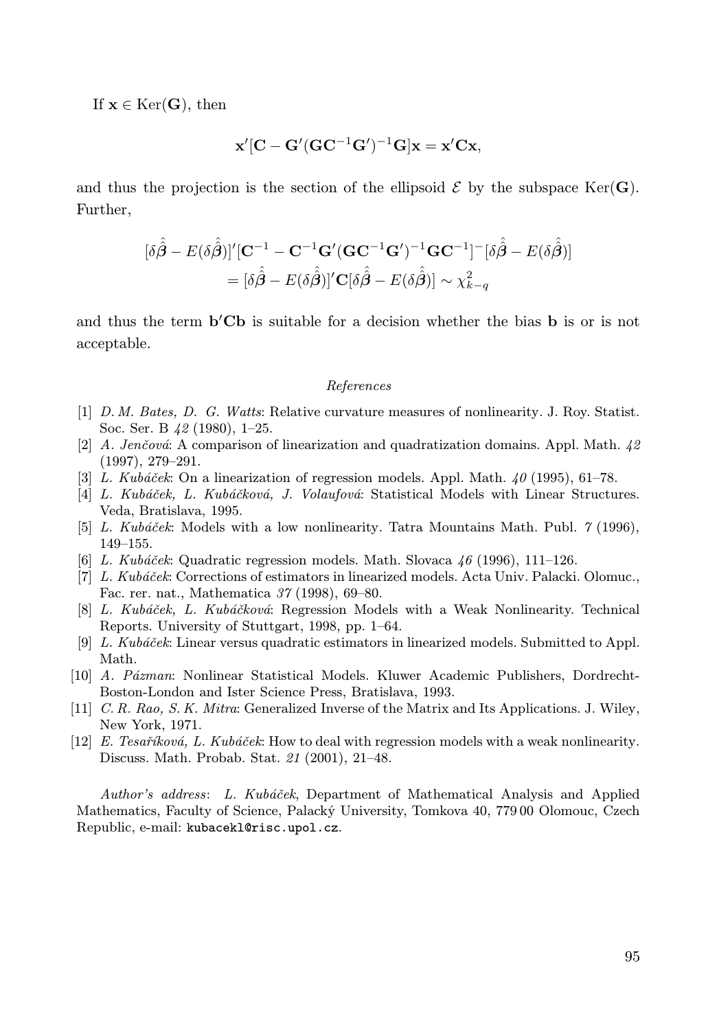If $\mathbf{x} \in \operatorname{Ker}(\mathbf{G})$, then

$$\mathbf{x}'[\mathbf{C} - \mathbf{G}'(\mathbf{G}\mathbf{C}^{-1}\mathbf{G}')^{-1}\mathbf{G}]\mathbf{x} = \mathbf{x}'\mathbf{C}\mathbf{x},$$

and thus the projection is the section of the ellipsoid $\mathcal{E}$ by the subspace $\operatorname{Ker}(\mathbf{G})$. Further,

$$\begin{aligned}
[\delta\hat{\hat{\boldsymbol{\beta}}} - E(\delta\hat{\hat{\boldsymbol{\beta}}})]'[\mathbf{C}^{-1} - \mathbf{C}^{-1}\mathbf{G}'(\mathbf{G}\mathbf{C}^{-1}\mathbf{G}')^{-1}\mathbf{G}\mathbf{C}^{-1}]^{-}[\delta\hat{\hat{\boldsymbol{\beta}}} - E(\delta\hat{\hat{\boldsymbol{\beta}}})]\\
= [\delta\hat{\hat{\boldsymbol{\beta}}} - E(\delta\hat{\hat{\boldsymbol{\beta}}})]'\mathbf{C}[\delta\hat{\hat{\boldsymbol{\beta}}} - E(\delta\hat{\hat{\boldsymbol{\beta}}})] \sim \chi^2_{k-q}
\end{aligned}$$

and thus the term $\mathbf{b}'\mathbf{C}\mathbf{b}$ is suitable for a decision whether the bias $\mathbf{b}$ is or is not acceptable.

*References*

[1] *D. M. Bates, D. G. Watts*: Relative curvature measures of nonlinearity. J. Roy. Statist. Soc. Ser. B *42* (1980), 1–25.

[2] *A. Jenčová*: A comparison of linearization and quadratization domains. Appl. Math. *42* (1997), 279–291.

[3] *L. Kubáček*: On a linearization of regression models. Appl. Math. *40* (1995), 61–78.

[4] *L. Kubáček, L. Kubáčková, J. Volaufová*: Statistical Models with Linear Structures. Veda, Bratislava, 1995.

[5] *L. Kubáček*: Models with a low nonlinearity. Tatra Mountains Math. Publ. *7* (1996), 149–155.

[6] *L. Kubáček*: Quadratic regression models. Math. Slovaca *46* (1996), 111–126.

[7] *L. Kubáček*: Corrections of estimators in linearized models. Acta Univ. Palacki. Olomuc., Fac. rer. nat., Mathematica *37* (1998), 69–80.

[8] *L. Kubáček, L. Kubáčková*: Regression Models with a Weak Nonlinearity. Technical Reports. University of Stuttgart, 1998, pp. 1–64.

[9] *L. Kubáček*: Linear versus quadratic estimators in linearized models. Submitted to Appl. Math.

[10] *A. Pázman*: Nonlinear Statistical Models. Kluwer Academic Publishers, Dordrecht-Boston-London and Ister Science Press, Bratislava, 1993.

[11] *C. R. Rao, S. K. Mitra*: Generalized Inverse of the Matrix and Its Applications. J. Wiley, New York, 1971.

[12] *E. Tesaříková, L. Kubáček*: How to deal with regression models with a weak nonlinearity. Discuss. Math. Probab. Stat. *21* (2001), 21–48.

*Author's address*: *L. Kubáček*, Department of Mathematical Analysis and Applied Mathematics, Faculty of Science, Palacký University, Tomkova 40, 779 00 Olomouc, Czech Republic, e-mail: kubacekl@risc.upol.cz.